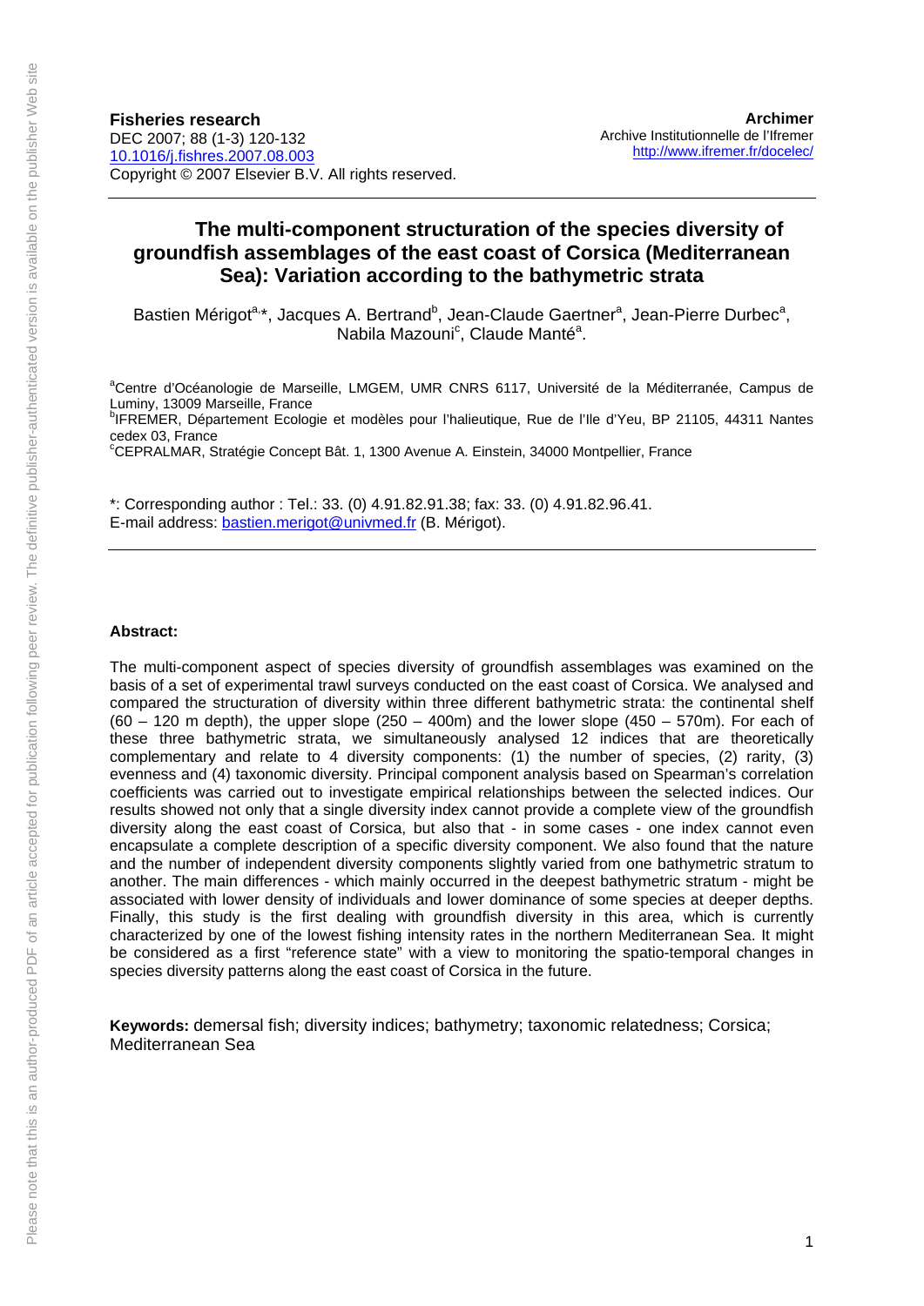**Fisheries research**
DEC 2007; 88 (1-3) 120-132
10.1016/j.fishres.2007.08.003
Copyright © 2007 Elsevier B.V. All rights reserved.

**Archimer**
Archive Institutionnelle de l'Ifremer
http://www.ifremer.fr/docelec/

# The multi-component structuration of the species diversity of groundfish assemblages of the east coast of Corsica (Mediterranean Sea): Variation according to the bathymetric strata

Bastien Mérigot[a,*], Jacques A. Bertrand[b], Jean-Claude Gaertner[a], Jean-Pierre Durbec[a], Nabila Mazouni[c], Claude Manté[a].

[a]Centre d'Océanologie de Marseille, LMGEM, UMR CNRS 6117, Université de la Méditerranée, Campus de Luminy, 13009 Marseille, France
[b]IFREMER, Département Ecologie et modèles pour l'halieutique, Rue de l'Ile d'Yeu, BP 21105, 44311 Nantes cedex 03, France
[c]CEPRALMAR, Stratégie Concept Bât. 1, 1300 Avenue A. Einstein, 34000 Montpellier, France

*: Corresponding author : Tel.: 33. (0) 4.91.82.91.38; fax: 33. (0) 4.91.82.96.41.
E-mail address: bastien.merigot@univmed.fr (B. Mérigot).

**Abstract:**

The multi-component aspect of species diversity of groundfish assemblages was examined on the basis of a set of experimental trawl surveys conducted on the east coast of Corsica. We analysed and compared the structuration of diversity within three different bathymetric strata: the continental shelf (60 – 120 m depth), the upper slope (250 – 400m) and the lower slope (450 – 570m). For each of these three bathymetric strata, we simultaneously analysed 12 indices that are theoretically complementary and relate to 4 diversity components: (1) the number of species, (2) rarity, (3) evenness and (4) taxonomic diversity. Principal component analysis based on Spearman's correlation coefficients was carried out to investigate empirical relationships between the selected indices. Our results showed not only that a single diversity index cannot provide a complete view of the groundfish diversity along the east coast of Corsica, but also that - in some cases - one index cannot even encapsulate a complete description of a specific diversity component. We also found that the nature and the number of independent diversity components slightly varied from one bathymetric stratum to another. The main differences - which mainly occurred in the deepest bathymetric stratum - might be associated with lower density of individuals and lower dominance of some species at deeper depths. Finally, this study is the first dealing with groundfish diversity in this area, which is currently characterized by one of the lowest fishing intensity rates in the northern Mediterranean Sea. It might be considered as a first "reference state" with a view to monitoring the spatio-temporal changes in species diversity patterns along the east coast of Corsica in the future.

**Keywords:** demersal fish; diversity indices; bathymetry; taxonomic relatedness; Corsica; Mediterranean Sea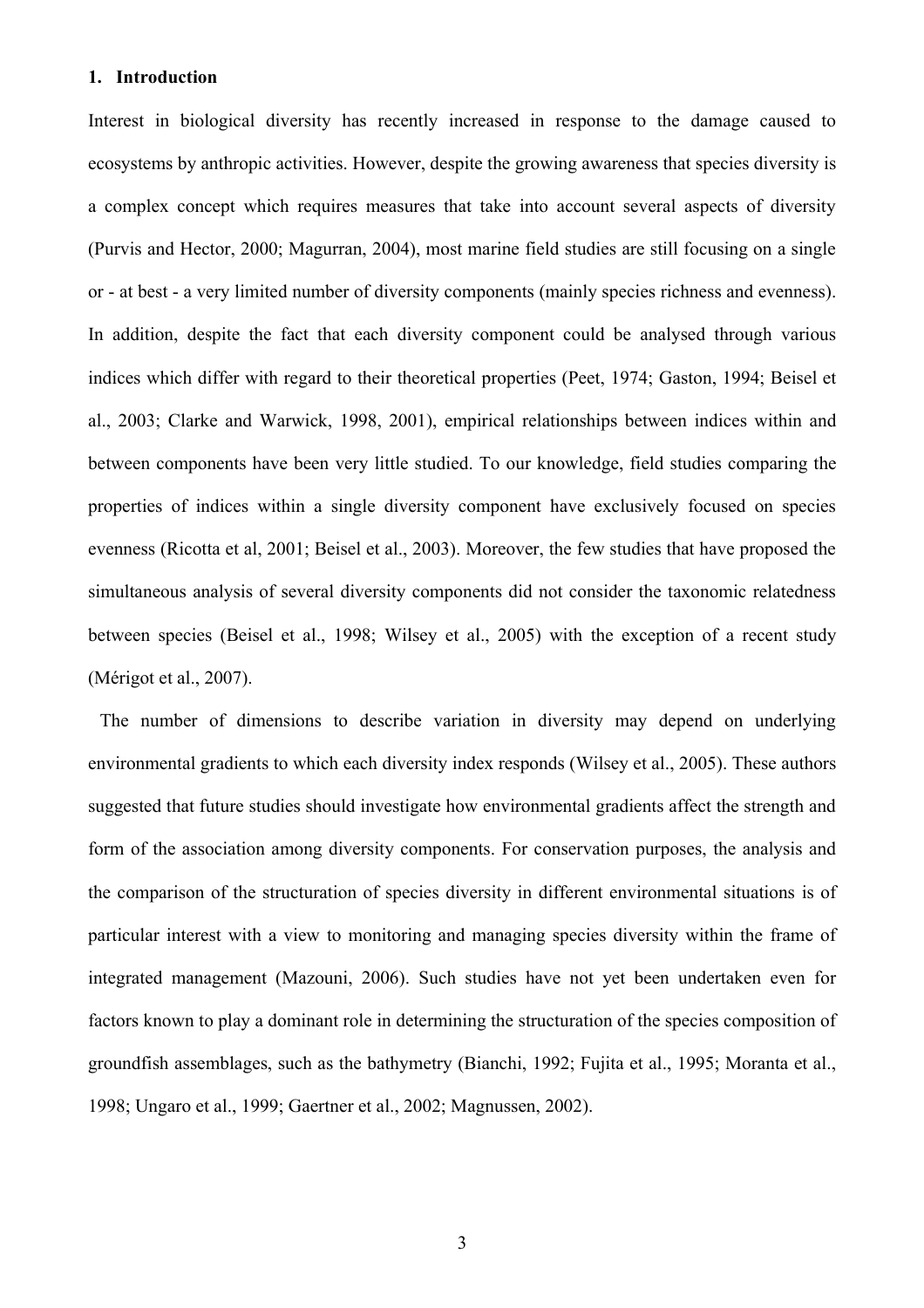## 1. Introduction

Interest in biological diversity has recently increased in response to the damage caused to ecosystems by anthropic activities. However, despite the growing awareness that species diversity is a complex concept which requires measures that take into account several aspects of diversity (Purvis and Hector, 2000; Magurran, 2004), most marine field studies are still focusing on a single or - at best - a very limited number of diversity components (mainly species richness and evenness). In addition, despite the fact that each diversity component could be analysed through various indices which differ with regard to their theoretical properties (Peet, 1974; Gaston, 1994; Beisel et al., 2003; Clarke and Warwick, 1998, 2001), empirical relationships between indices within and between components have been very little studied. To our knowledge, field studies comparing the properties of indices within a single diversity component have exclusively focused on species evenness (Ricotta et al, 2001; Beisel et al., 2003). Moreover, the few studies that have proposed the simultaneous analysis of several diversity components did not consider the taxonomic relatedness between species (Beisel et al., 1998; Wilsey et al., 2005) with the exception of a recent study (Mérigot et al., 2007).

The number of dimensions to describe variation in diversity may depend on underlying environmental gradients to which each diversity index responds (Wilsey et al., 2005). These authors suggested that future studies should investigate how environmental gradients affect the strength and form of the association among diversity components. For conservation purposes, the analysis and the comparison of the structuration of species diversity in different environmental situations is of particular interest with a view to monitoring and managing species diversity within the frame of integrated management (Mazouni, 2006). Such studies have not yet been undertaken even for factors known to play a dominant role in determining the structuration of the species composition of groundfish assemblages, such as the bathymetry (Bianchi, 1992; Fujita et al., 1995; Moranta et al., 1998; Ungaro et al., 1999; Gaertner et al., 2002; Magnussen, 2002).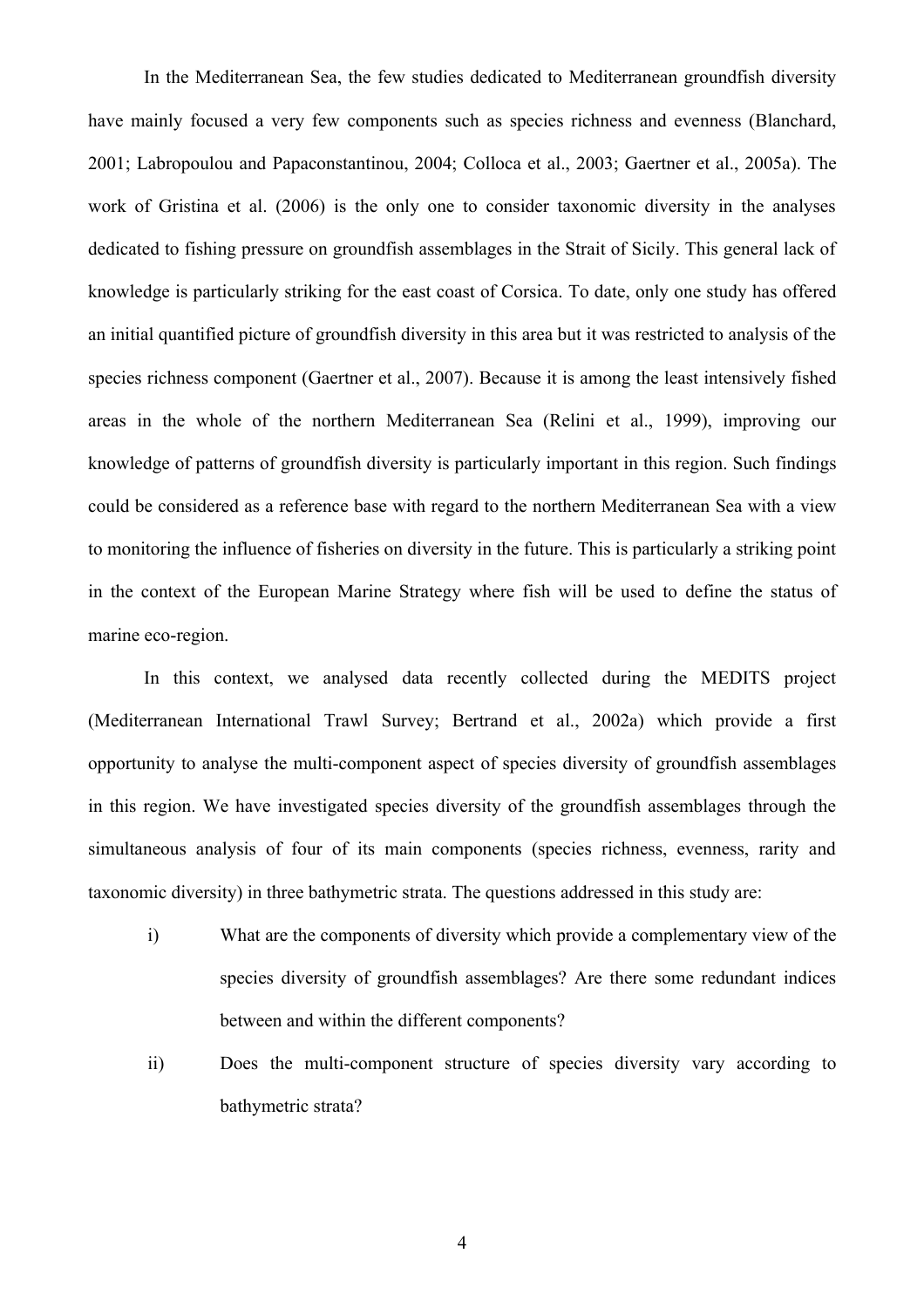In the Mediterranean Sea, the few studies dedicated to Mediterranean groundfish diversity have mainly focused a very few components such as species richness and evenness (Blanchard, 2001; Labropoulou and Papaconstantinou, 2004; Colloca et al., 2003; Gaertner et al., 2005a). The work of Gristina et al. (2006) is the only one to consider taxonomic diversity in the analyses dedicated to fishing pressure on groundfish assemblages in the Strait of Sicily. This general lack of knowledge is particularly striking for the east coast of Corsica. To date, only one study has offered an initial quantified picture of groundfish diversity in this area but it was restricted to analysis of the species richness component (Gaertner et al., 2007). Because it is among the least intensively fished areas in the whole of the northern Mediterranean Sea (Relini et al., 1999), improving our knowledge of patterns of groundfish diversity is particularly important in this region. Such findings could be considered as a reference base with regard to the northern Mediterranean Sea with a view to monitoring the influence of fisheries on diversity in the future. This is particularly a striking point in the context of the European Marine Strategy where fish will be used to define the status of marine eco-region.

In this context, we analysed data recently collected during the MEDITS project (Mediterranean International Trawl Survey; Bertrand et al., 2002a) which provide a first opportunity to analyse the multi-component aspect of species diversity of groundfish assemblages in this region. We have investigated species diversity of the groundfish assemblages through the simultaneous analysis of four of its main components (species richness, evenness, rarity and taxonomic diversity) in three bathymetric strata. The questions addressed in this study are:

i) What are the components of diversity which provide a complementary view of the species diversity of groundfish assemblages? Are there some redundant indices between and within the different components?

ii) Does the multi-component structure of species diversity vary according to bathymetric strata?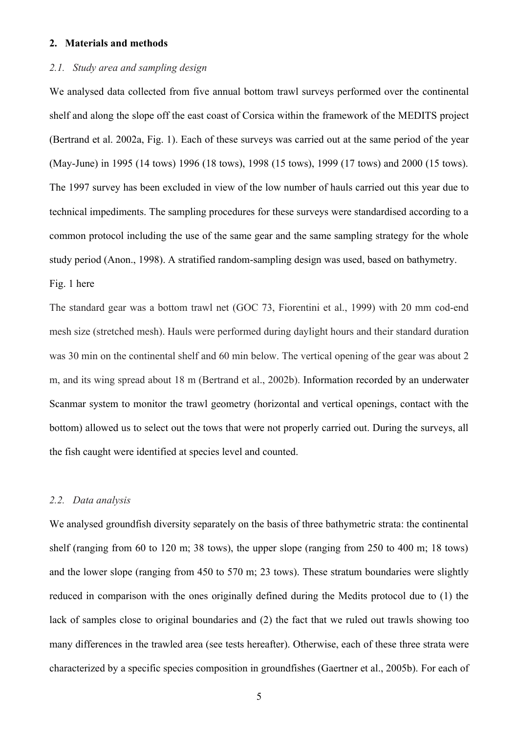## 2. Materials and methods

### *2.1. Study area and sampling design*

We analysed data collected from five annual bottom trawl surveys performed over the continental shelf and along the slope off the east coast of Corsica within the framework of the MEDITS project (Bertrand et al. 2002a, Fig. 1). Each of these surveys was carried out at the same period of the year (May-June) in 1995 (14 tows) 1996 (18 tows), 1998 (15 tows), 1999 (17 tows) and 2000 (15 tows). The 1997 survey has been excluded in view of the low number of hauls carried out this year due to technical impediments. The sampling procedures for these surveys were standardised according to a common protocol including the use of the same gear and the same sampling strategy for the whole study period (Anon., 1998). A stratified random-sampling design was used, based on bathymetry.

Fig. 1 here

The standard gear was a bottom trawl net (GOC 73, Fiorentini et al., 1999) with 20 mm cod-end mesh size (stretched mesh). Hauls were performed during daylight hours and their standard duration was 30 min on the continental shelf and 60 min below. The vertical opening of the gear was about 2 m, and its wing spread about 18 m (Bertrand et al., 2002b). Information recorded by an underwater Scanmar system to monitor the trawl geometry (horizontal and vertical openings, contact with the bottom) allowed us to select out the tows that were not properly carried out. During the surveys, all the fish caught were identified at species level and counted.

### *2.2. Data analysis*

We analysed groundfish diversity separately on the basis of three bathymetric strata: the continental shelf (ranging from 60 to 120 m; 38 tows), the upper slope (ranging from 250 to 400 m; 18 tows) and the lower slope (ranging from 450 to 570 m; 23 tows). These stratum boundaries were slightly reduced in comparison with the ones originally defined during the Medits protocol due to (1) the lack of samples close to original boundaries and (2) the fact that we ruled out trawls showing too many differences in the trawled area (see tests hereafter). Otherwise, each of these three strata were characterized by a specific species composition in groundfishes (Gaertner et al., 2005b). For each of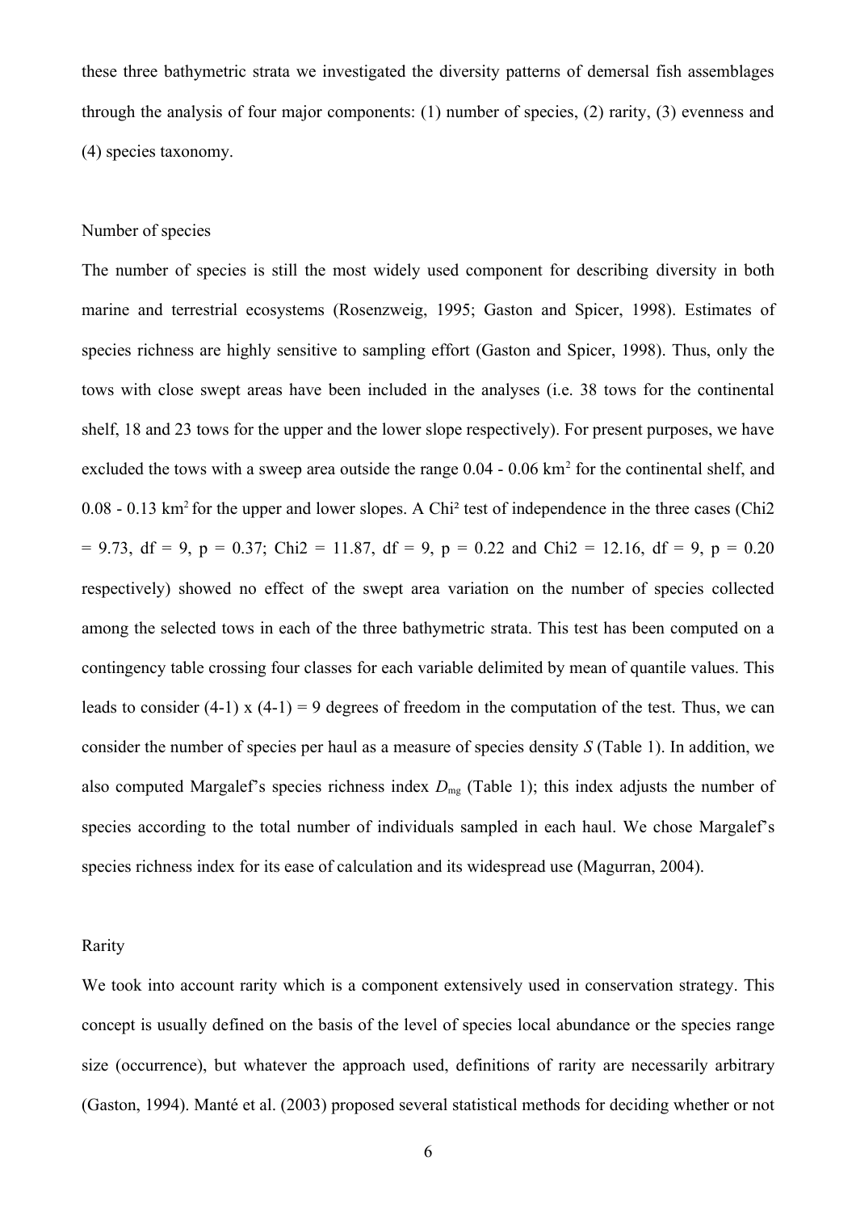these three bathymetric strata we investigated the diversity patterns of demersal fish assemblages through the analysis of four major components: (1) number of species, (2) rarity, (3) evenness and (4) species taxonomy.

### Number of species

The number of species is still the most widely used component for describing diversity in both marine and terrestrial ecosystems (Rosenzweig, 1995; Gaston and Spicer, 1998). Estimates of species richness are highly sensitive to sampling effort (Gaston and Spicer, 1998). Thus, only the tows with close swept areas have been included in the analyses (i.e. 38 tows for the continental shelf, 18 and 23 tows for the upper and the lower slope respectively). For present purposes, we have excluded the tows with a sweep area outside the range 0.04 - 0.06 $km^2$ for the continental shelf, and 0.08 - 0.13 $km^2$ for the upper and lower slopes. A Chi² test of independence in the three cases (Chi2 = 9.73, df = 9, p = 0.37; Chi2 = 11.87, df = 9, p = 0.22 and Chi2 = 12.16, df = 9, p = 0.20 respectively) showed no effect of the swept area variation on the number of species collected among the selected tows in each of the three bathymetric strata. This test has been computed on a contingency table crossing four classes for each variable delimited by mean of quantile values. This leads to consider (4-1) x (4-1) = 9 degrees of freedom in the computation of the test. Thus, we can consider the number of species per haul as a measure of species density $S$ (Table 1). In addition, we also computed Margalef's species richness index $D_{mg}$ (Table 1); this index adjusts the number of species according to the total number of individuals sampled in each haul. We chose Margalef's species richness index for its ease of calculation and its widespread use (Magurran, 2004).

### Rarity

We took into account rarity which is a component extensively used in conservation strategy. This concept is usually defined on the basis of the level of species local abundance or the species range size (occurrence), but whatever the approach used, definitions of rarity are necessarily arbitrary (Gaston, 1994). Manté et al. (2003) proposed several statistical methods for deciding whether or not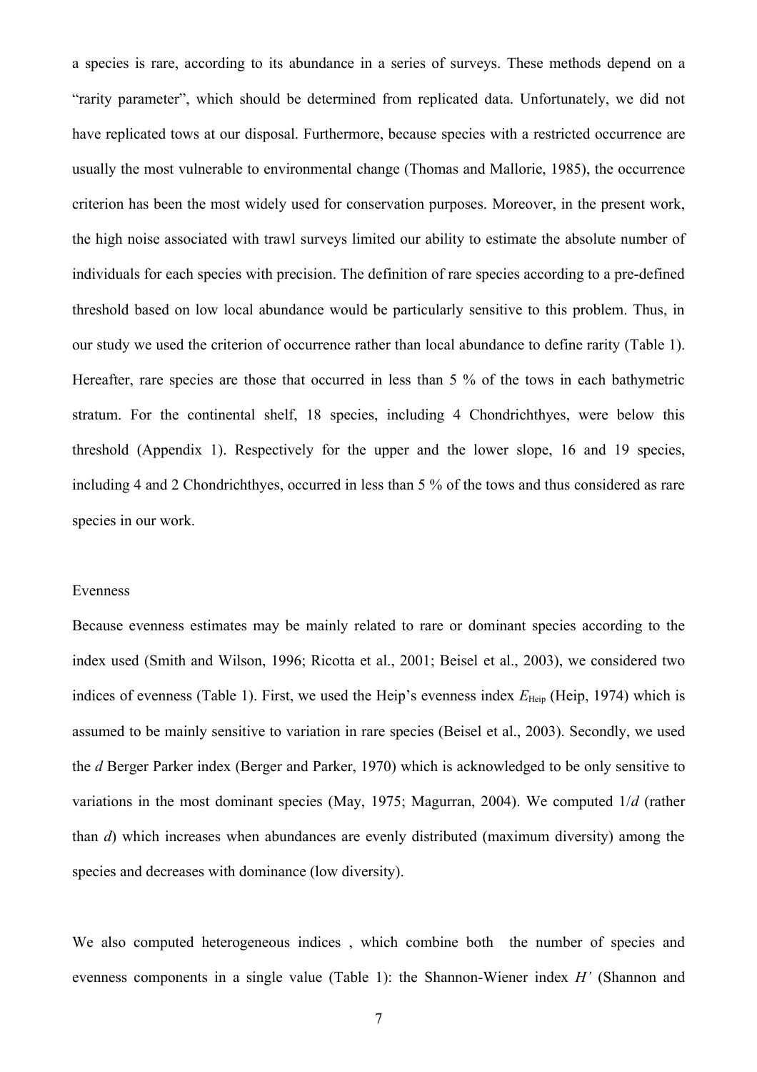a species is rare, according to its abundance in a series of surveys. These methods depend on a "rarity parameter", which should be determined from replicated data. Unfortunately, we did not have replicated tows at our disposal. Furthermore, because species with a restricted occurrence are usually the most vulnerable to environmental change (Thomas and Mallorie, 1985), the occurrence criterion has been the most widely used for conservation purposes. Moreover, in the present work, the high noise associated with trawl surveys limited our ability to estimate the absolute number of individuals for each species with precision. The definition of rare species according to a pre-defined threshold based on low local abundance would be particularly sensitive to this problem. Thus, in our study we used the criterion of occurrence rather than local abundance to define rarity (Table 1). Hereafter, rare species are those that occurred in less than 5 % of the tows in each bathymetric stratum. For the continental shelf, 18 species, including 4 Chondrichthyes, were below this threshold (Appendix 1). Respectively for the upper and the lower slope, 16 and 19 species, including 4 and 2 Chondrichthyes, occurred in less than 5 % of the tows and thus considered as rare species in our work.

Evenness

Because evenness estimates may be mainly related to rare or dominant species according to the index used (Smith and Wilson, 1996; Ricotta et al., 2001; Beisel et al., 2003), we considered two indices of evenness (Table 1). First, we used the Heip's evenness index $E_{\text{Heip}}$ (Heip, 1974) which is assumed to be mainly sensitive to variation in rare species (Beisel et al., 2003). Secondly, we used the *d* Berger Parker index (Berger and Parker, 1970) which is acknowledged to be only sensitive to variations in the most dominant species (May, 1975; Magurran, 2004). We computed $1/d$ (rather than $d$) which increases when abundances are evenly distributed (maximum diversity) among the species and decreases with dominance (low diversity).

We also computed heterogeneous indices , which combine both the number of species and evenness components in a single value (Table 1): the Shannon-Wiener index $H'$ (Shannon and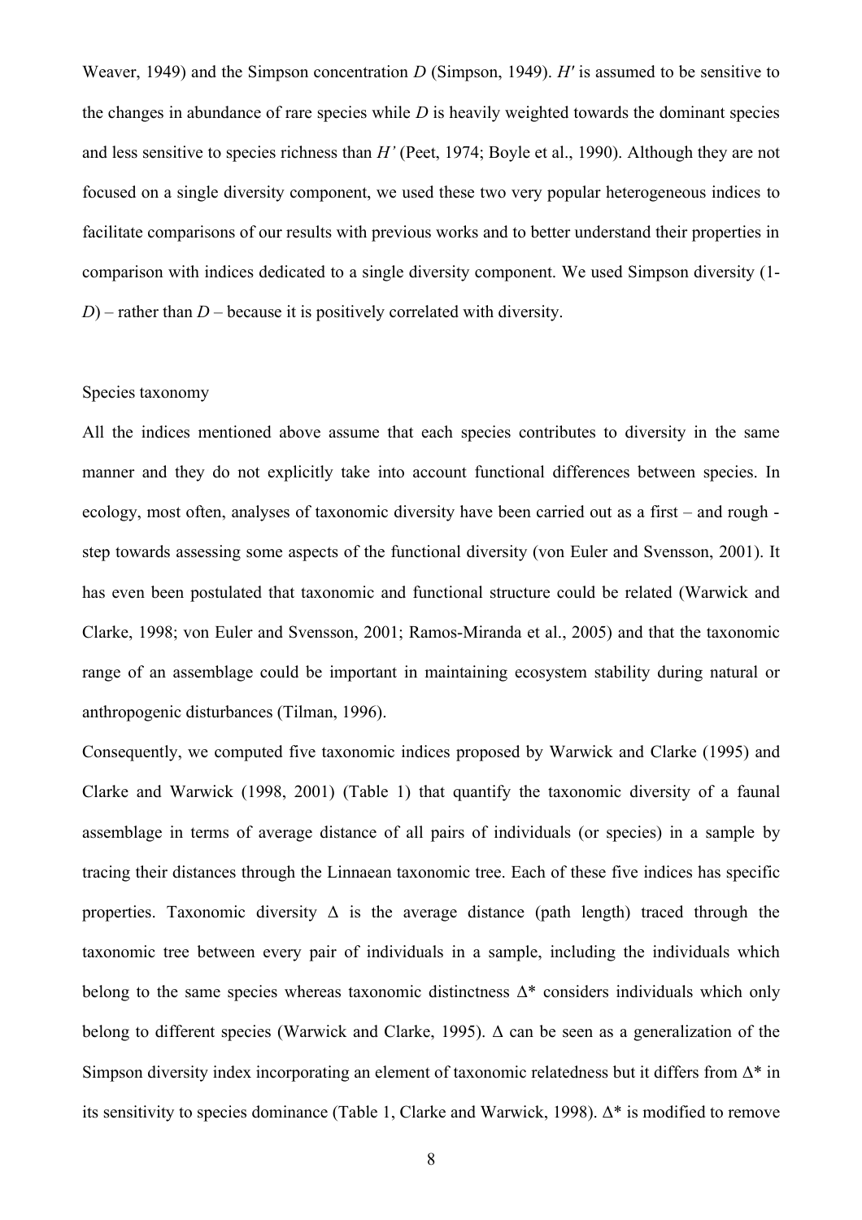Weaver, 1949) and the Simpson concentration *D* (Simpson, 1949). *H′* is assumed to be sensitive to the changes in abundance of rare species while *D* is heavily weighted towards the dominant species and less sensitive to species richness than *H'* (Peet, 1974; Boyle et al., 1990). Although they are not focused on a single diversity component, we used these two very popular heterogeneous indices to facilitate comparisons of our results with previous works and to better understand their properties in comparison with indices dedicated to a single diversity component. We used Simpson diversity (1-*D*) – rather than *D* – because it is positively correlated with diversity.

Species taxonomy

All the indices mentioned above assume that each species contributes to diversity in the same manner and they do not explicitly take into account functional differences between species. In ecology, most often, analyses of taxonomic diversity have been carried out as a first – and rough - step towards assessing some aspects of the functional diversity (von Euler and Svensson, 2001). It has even been postulated that taxonomic and functional structure could be related (Warwick and Clarke, 1998; von Euler and Svensson, 2001; Ramos-Miranda et al., 2005) and that the taxonomic range of an assemblage could be important in maintaining ecosystem stability during natural or anthropogenic disturbances (Tilman, 1996).

Consequently, we computed five taxonomic indices proposed by Warwick and Clarke (1995) and Clarke and Warwick (1998, 2001) (Table 1) that quantify the taxonomic diversity of a faunal assemblage in terms of average distance of all pairs of individuals (or species) in a sample by tracing their distances through the Linnaean taxonomic tree. Each of these five indices has specific properties. Taxonomic diversity $\Delta$ is the average distance (path length) traced through the taxonomic tree between every pair of individuals in a sample, including the individuals which belong to the same species whereas taxonomic distinctness $\Delta^*$ considers individuals which only belong to different species (Warwick and Clarke, 1995). $\Delta$ can be seen as a generalization of the Simpson diversity index incorporating an element of taxonomic relatedness but it differs from $\Delta^*$ in its sensitivity to species dominance (Table 1, Clarke and Warwick, 1998). $\Delta^*$ is modified to remove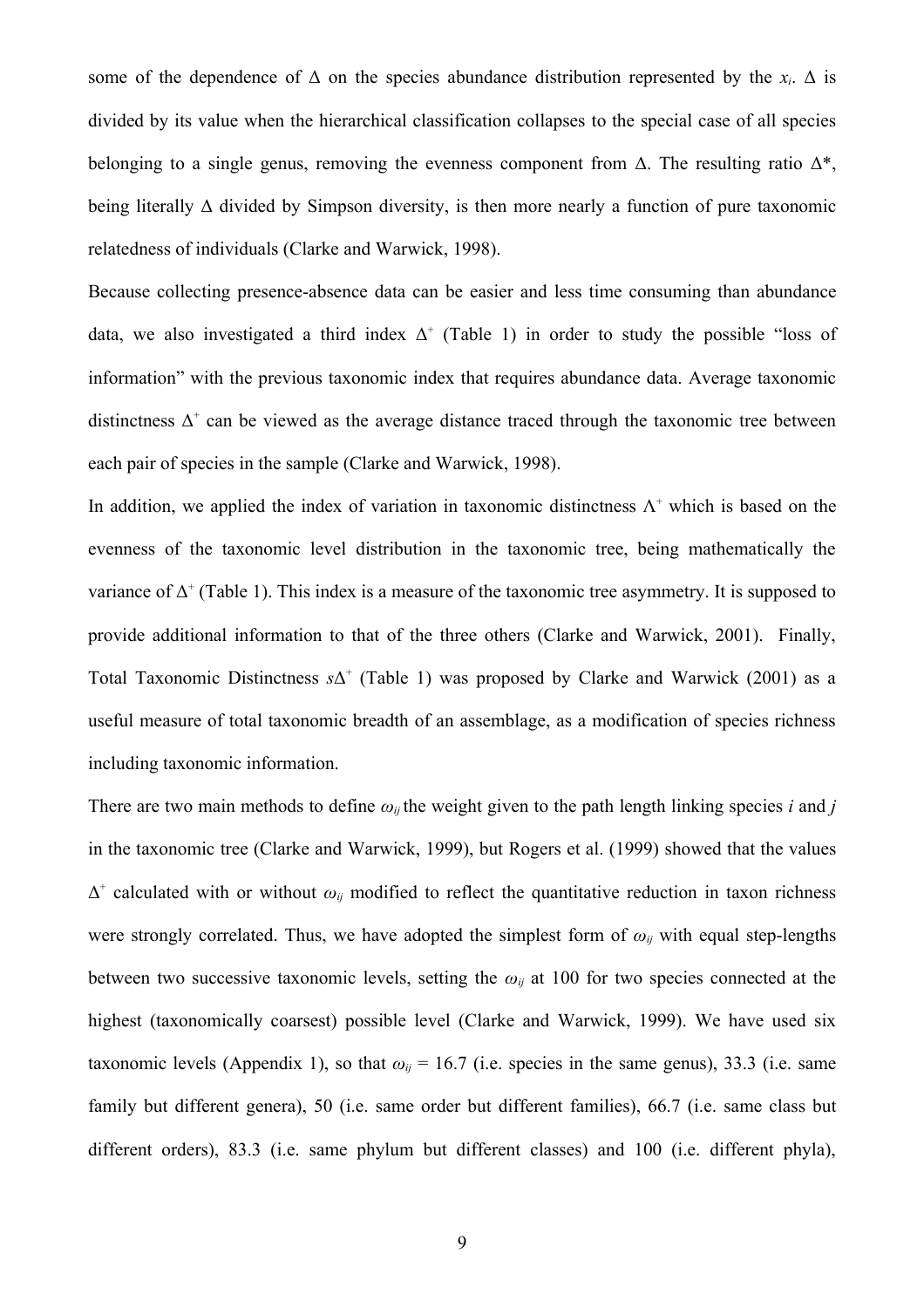some of the dependence of $\Delta$ on the species abundance distribution represented by the $x_i$. $\Delta$ is divided by its value when the hierarchical classification collapses to the special case of all species belonging to a single genus, removing the evenness component from $\Delta$. The resulting ratio $\Delta^*$, being literally $\Delta$ divided by Simpson diversity, is then more nearly a function of pure taxonomic relatedness of individuals (Clarke and Warwick, 1998).

Because collecting presence-absence data can be easier and less time consuming than abundance data, we also investigated a third index $\Delta^+$ (Table 1) in order to study the possible "loss of information" with the previous taxonomic index that requires abundance data. Average taxonomic distinctness $\Delta^+$ can be viewed as the average distance traced through the taxonomic tree between each pair of species in the sample (Clarke and Warwick, 1998).

In addition, we applied the index of variation in taxonomic distinctness $\Lambda^+$ which is based on the evenness of the taxonomic level distribution in the taxonomic tree, being mathematically the variance of $\Delta^+$ (Table 1). This index is a measure of the taxonomic tree asymmetry. It is supposed to provide additional information to that of the three others (Clarke and Warwick, 2001). Finally, Total Taxonomic Distinctness $s\Delta^+$ (Table 1) was proposed by Clarke and Warwick (2001) as a useful measure of total taxonomic breadth of an assemblage, as a modification of species richness including taxonomic information.

There are two main methods to define $\omega_{ij}$ the weight given to the path length linking species *i* and *j* in the taxonomic tree (Clarke and Warwick, 1999), but Rogers et al. (1999) showed that the values $\Delta^+$ calculated with or without $\omega_{ij}$ modified to reflect the quantitative reduction in taxon richness were strongly correlated. Thus, we have adopted the simplest form of $\omega_{ij}$ with equal step-lengths between two successive taxonomic levels, setting the $\omega_{ij}$ at 100 for two species connected at the highest (taxonomically coarsest) possible level (Clarke and Warwick, 1999). We have used six taxonomic levels (Appendix 1), so that $\omega_{ij} = 16.7$ (i.e. species in the same genus), 33.3 (i.e. same family but different genera), 50 (i.e. same order but different families), 66.7 (i.e. same class but different orders), 83.3 (i.e. same phylum but different classes) and 100 (i.e. different phyla),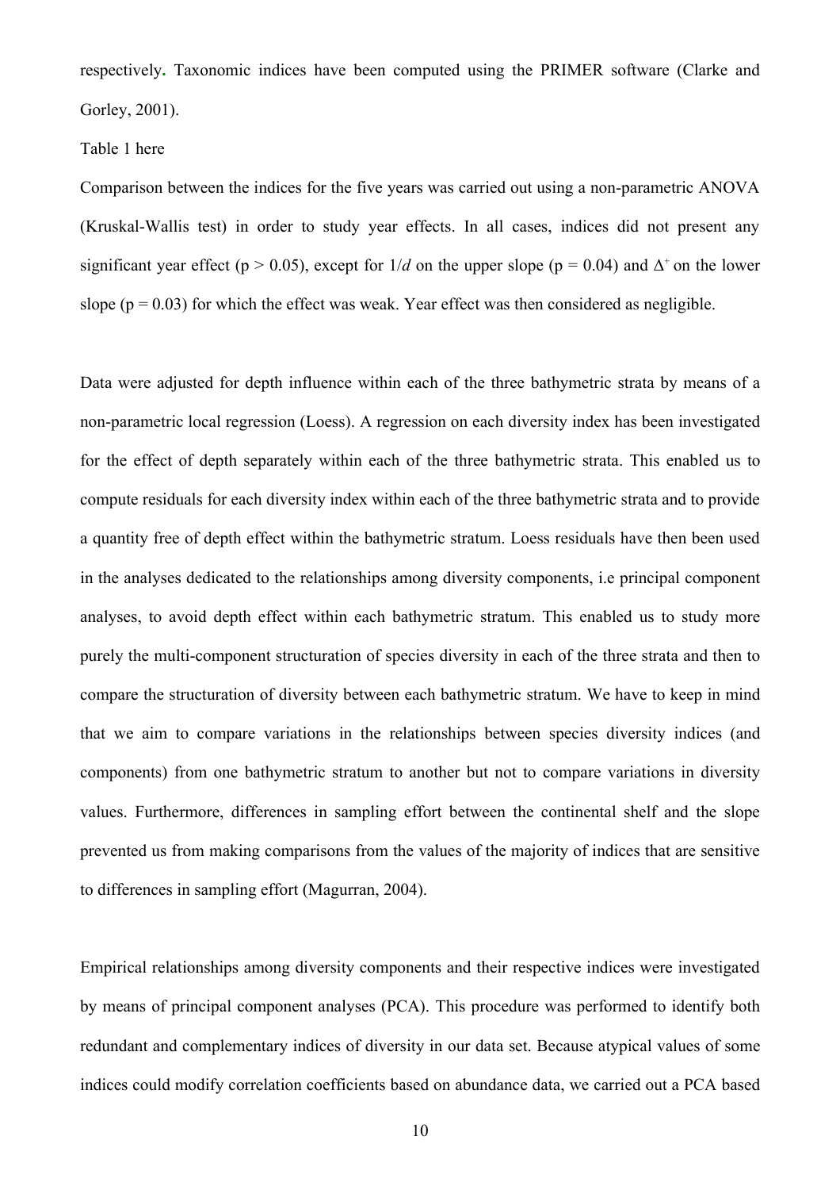respectively. Taxonomic indices have been computed using the PRIMER software (Clarke and Gorley, 2001).

Table 1 here

Comparison between the indices for the five years was carried out using a non-parametric ANOVA (Kruskal-Wallis test) in order to study year effects. In all cases, indices did not present any significant year effect ($p > 0.05$), except for $1/d$ on the upper slope ($p = 0.04$) and $\Delta^+$ on the lower slope ($p = 0.03$) for which the effect was weak. Year effect was then considered as negligible.

Data were adjusted for depth influence within each of the three bathymetric strata by means of a non-parametric local regression (Loess). A regression on each diversity index has been investigated for the effect of depth separately within each of the three bathymetric strata. This enabled us to compute residuals for each diversity index within each of the three bathymetric strata and to provide a quantity free of depth effect within the bathymetric stratum. Loess residuals have then been used in the analyses dedicated to the relationships among diversity components, i.e principal component analyses, to avoid depth effect within each bathymetric stratum. This enabled us to study more purely the multi-component structuration of species diversity in each of the three strata and then to compare the structuration of diversity between each bathymetric stratum. We have to keep in mind that we aim to compare variations in the relationships between species diversity indices (and components) from one bathymetric stratum to another but not to compare variations in diversity values. Furthermore, differences in sampling effort between the continental shelf and the slope prevented us from making comparisons from the values of the majority of indices that are sensitive to differences in sampling effort (Magurran, 2004).

Empirical relationships among diversity components and their respective indices were investigated by means of principal component analyses (PCA). This procedure was performed to identify both redundant and complementary indices of diversity in our data set. Because atypical values of some indices could modify correlation coefficients based on abundance data, we carried out a PCA based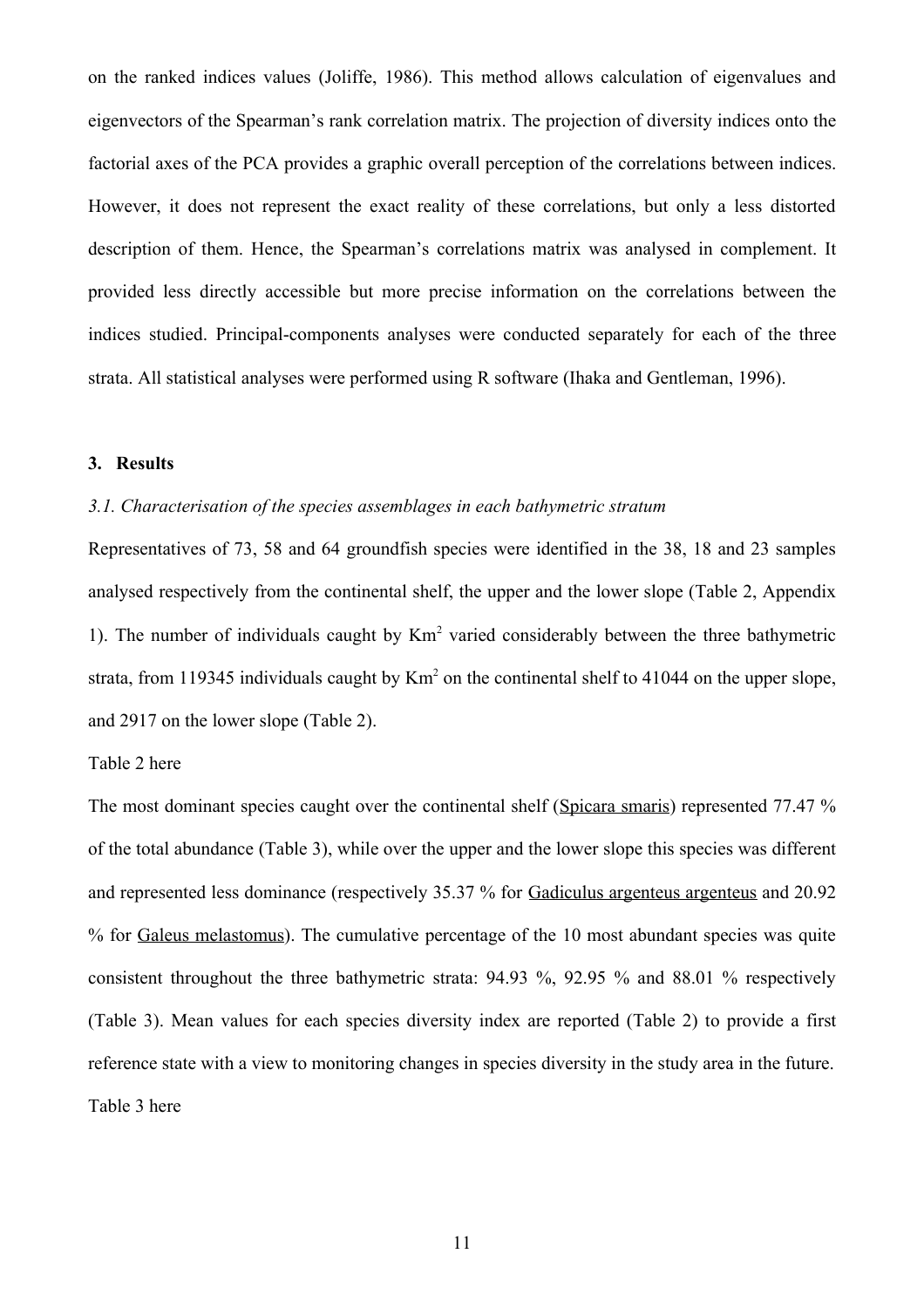on the ranked indices values (Joliffe, 1986). This method allows calculation of eigenvalues and eigenvectors of the Spearman's rank correlation matrix. The projection of diversity indices onto the factorial axes of the PCA provides a graphic overall perception of the correlations between indices. However, it does not represent the exact reality of these correlations, but only a less distorted description of them. Hence, the Spearman's correlations matrix was analysed in complement. It provided less directly accessible but more precise information on the correlations between the indices studied. Principal-components analyses were conducted separately for each of the three strata. All statistical analyses were performed using R software (Ihaka and Gentleman, 1996).

## 3. Results

### *3.1. Characterisation of the species assemblages in each bathymetric stratum*

Representatives of 73, 58 and 64 groundfish species were identified in the 38, 18 and 23 samples analysed respectively from the continental shelf, the upper and the lower slope (Table 2, Appendix 1). The number of individuals caught by $Km^2$ varied considerably between the three bathymetric strata, from 119345 individuals caught by $Km^2$ on the continental shelf to 41044 on the upper slope, and 2917 on the lower slope (Table 2).

Table 2 here

The most dominant species caught over the continental shelf (Spicara smaris) represented 77.47 % of the total abundance (Table 3), while over the upper and the lower slope this species was different and represented less dominance (respectively 35.37 % for Gadiculus argenteus argenteus and 20.92 % for Galeus melastomus). The cumulative percentage of the 10 most abundant species was quite consistent throughout the three bathymetric strata: 94.93 %, 92.95 % and 88.01 % respectively (Table 3). Mean values for each species diversity index are reported (Table 2) to provide a first reference state with a view to monitoring changes in species diversity in the study area in the future.

Table 3 here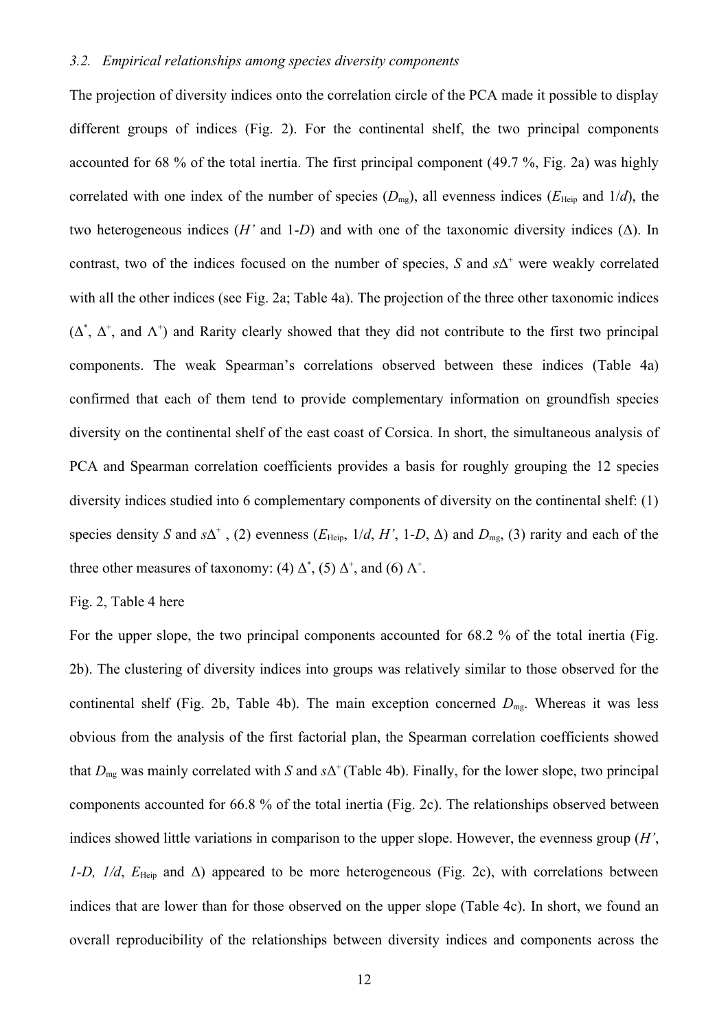### *3.2. Empirical relationships among species diversity components*

The projection of diversity indices onto the correlation circle of the PCA made it possible to display different groups of indices (Fig. 2). For the continental shelf, the two principal components accounted for 68 % of the total inertia. The first principal component (49.7 %, Fig. 2a) was highly correlated with one index of the number of species ($D_{mg}$), all evenness indices ($E_{Heip}$ and $1/d$), the two heterogeneous indices ($H'$ and $1\text{-}D$) and with one of the taxonomic diversity indices ($\Delta$). In contrast, two of the indices focused on the number of species, $S$ and $s\Delta^+$ were weakly correlated with all the other indices (see Fig. 2a; Table 4a). The projection of the three other taxonomic indices ($\Delta^*$, $\Delta^+$, and $\Lambda^+$) and Rarity clearly showed that they did not contribute to the first two principal components. The weak Spearman's correlations observed between these indices (Table 4a) confirmed that each of them tend to provide complementary information on groundfish species diversity on the continental shelf of the east coast of Corsica. In short, the simultaneous analysis of PCA and Spearman correlation coefficients provides a basis for roughly grouping the 12 species diversity indices studied into 6 complementary components of diversity on the continental shelf: (1) species density $S$ and $s\Delta^+$ , (2) evenness ($E_{Heip}$, $1/d$, $H'$, $1\text{-}D$, $\Delta$) and $D_{mg}$, (3) rarity and each of the three other measures of taxonomy: (4) $\Delta^*$, (5) $\Delta^+$, and (6) $\Lambda^+$.

Fig. 2, Table 4 here

For the upper slope, the two principal components accounted for 68.2 % of the total inertia (Fig. 2b). The clustering of diversity indices into groups was relatively similar to those observed for the continental shelf (Fig. 2b, Table 4b). The main exception concerned $D_{mg}$. Whereas it was less obvious from the analysis of the first factorial plan, the Spearman correlation coefficients showed that $D_{mg}$ was mainly correlated with $S$ and $s\Delta^+$ (Table 4b). Finally, for the lower slope, two principal components accounted for 66.8 % of the total inertia (Fig. 2c). The relationships observed between indices showed little variations in comparison to the upper slope. However, the evenness group ($H'$, $1\text{-}D$, $1/d$, $E_{Heip}$ and $\Delta$) appeared to be more heterogeneous (Fig. 2c), with correlations between indices that are lower than for those observed on the upper slope (Table 4c). In short, we found an overall reproducibility of the relationships between diversity indices and components across the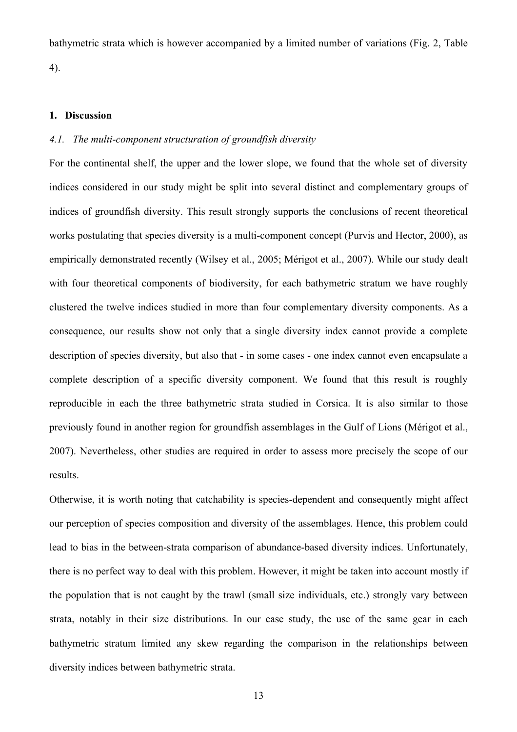bathymetric strata which is however accompanied by a limited number of variations (Fig. 2, Table 4).

## 1. Discussion

### *4.1. The multi-component structuration of groundfish diversity*

For the continental shelf, the upper and the lower slope, we found that the whole set of diversity indices considered in our study might be split into several distinct and complementary groups of indices of groundfish diversity. This result strongly supports the conclusions of recent theoretical works postulating that species diversity is a multi-component concept (Purvis and Hector, 2000), as empirically demonstrated recently (Wilsey et al., 2005; Mérigot et al., 2007). While our study dealt with four theoretical components of biodiversity, for each bathymetric stratum we have roughly clustered the twelve indices studied in more than four complementary diversity components. As a consequence, our results show not only that a single diversity index cannot provide a complete description of species diversity, but also that - in some cases - one index cannot even encapsulate a complete description of a specific diversity component. We found that this result is roughly reproducible in each the three bathymetric strata studied in Corsica. It is also similar to those previously found in another region for groundfish assemblages in the Gulf of Lions (Mérigot et al., 2007). Nevertheless, other studies are required in order to assess more precisely the scope of our results.

Otherwise, it is worth noting that catchability is species-dependent and consequently might affect our perception of species composition and diversity of the assemblages. Hence, this problem could lead to bias in the between-strata comparison of abundance-based diversity indices. Unfortunately, there is no perfect way to deal with this problem. However, it might be taken into account mostly if the population that is not caught by the trawl (small size individuals, etc.) strongly vary between strata, notably in their size distributions. In our case study, the use of the same gear in each bathymetric stratum limited any skew regarding the comparison in the relationships between diversity indices between bathymetric strata.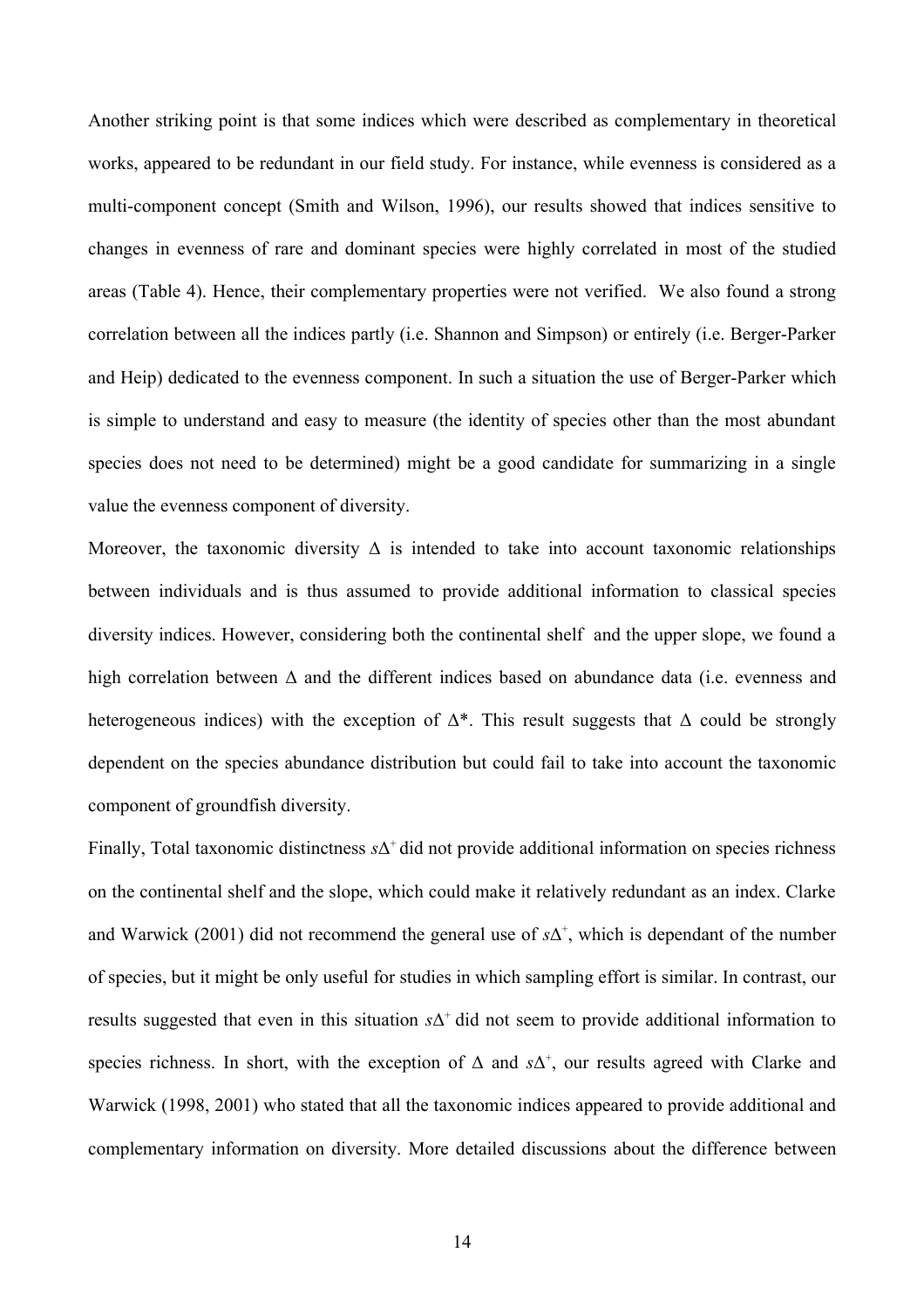Another striking point is that some indices which were described as complementary in theoretical works, appeared to be redundant in our field study. For instance, while evenness is considered as a multi-component concept (Smith and Wilson, 1996), our results showed that indices sensitive to changes in evenness of rare and dominant species were highly correlated in most of the studied areas (Table 4). Hence, their complementary properties were not verified. We also found a strong correlation between all the indices partly (i.e. Shannon and Simpson) or entirely (i.e. Berger-Parker and Heip) dedicated to the evenness component. In such a situation the use of Berger-Parker which is simple to understand and easy to measure (the identity of species other than the most abundant species does not need to be determined) might be a good candidate for summarizing in a single value the evenness component of diversity.

Moreover, the taxonomic diversity $\Delta$ is intended to take into account taxonomic relationships between individuals and is thus assumed to provide additional information to classical species diversity indices. However, considering both the continental shelf and the upper slope, we found a high correlation between $\Delta$ and the different indices based on abundance data (i.e. evenness and heterogeneous indices) with the exception of $\Delta^*$. This result suggests that $\Delta$ could be strongly dependent on the species abundance distribution but could fail to take into account the taxonomic component of groundfish diversity.

Finally, Total taxonomic distinctness $s\Delta^+$ did not provide additional information on species richness on the continental shelf and the slope, which could make it relatively redundant as an index. Clarke and Warwick (2001) did not recommend the general use of $s\Delta^+$, which is dependant of the number of species, but it might be only useful for studies in which sampling effort is similar. In contrast, our results suggested that even in this situation $s\Delta^+$ did not seem to provide additional information to species richness. In short, with the exception of $\Delta$ and $s\Delta^+$, our results agreed with Clarke and Warwick (1998, 2001) who stated that all the taxonomic indices appeared to provide additional and complementary information on diversity. More detailed discussions about the difference between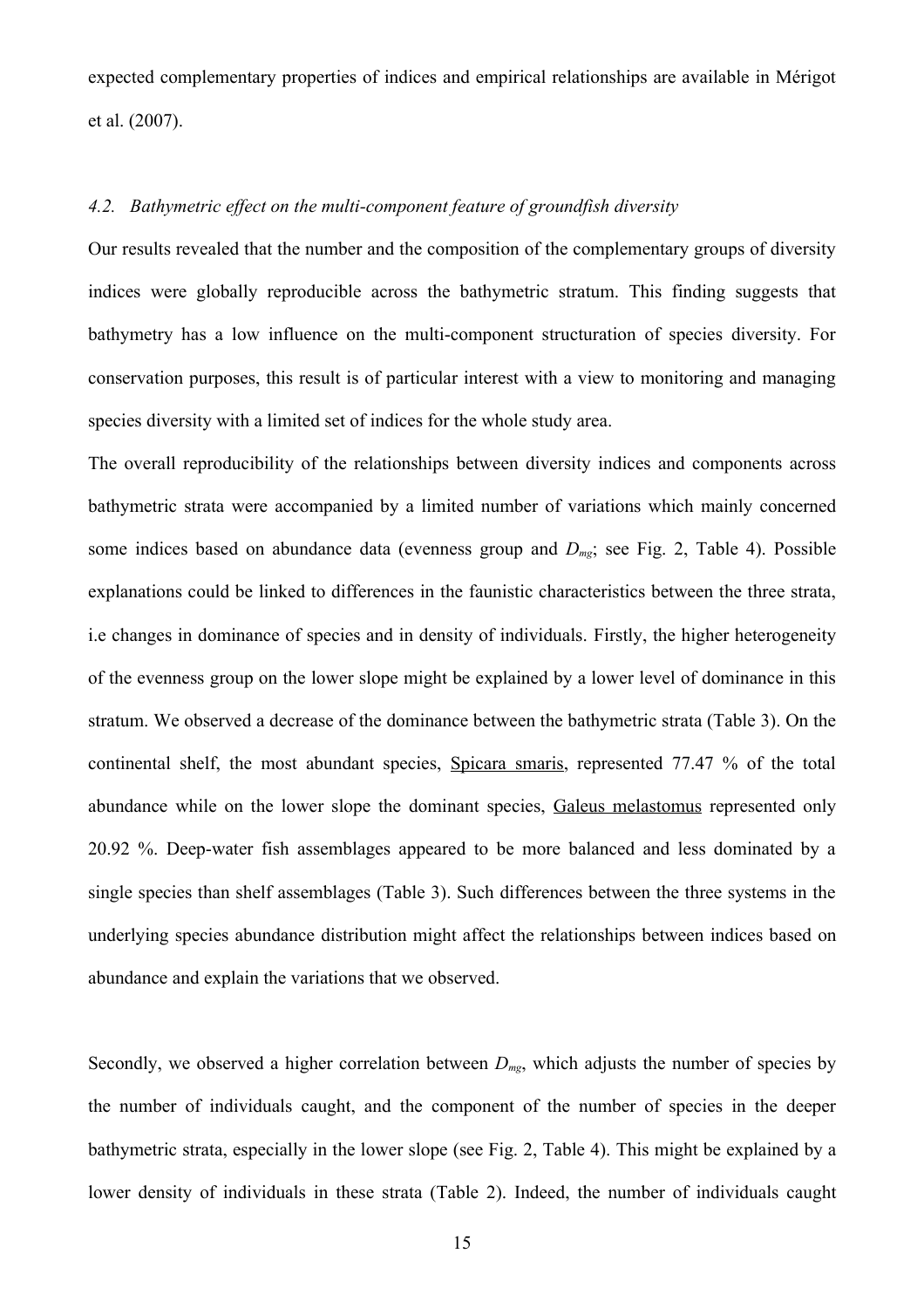expected complementary properties of indices and empirical relationships are available in Mérigot et al. (2007).

### *4.2. Bathymetric effect on the multi-component feature of groundfish diversity*

Our results revealed that the number and the composition of the complementary groups of diversity indices were globally reproducible across the bathymetric stratum. This finding suggests that bathymetry has a low influence on the multi-component structuration of species diversity. For conservation purposes, this result is of particular interest with a view to monitoring and managing species diversity with a limited set of indices for the whole study area.

The overall reproducibility of the relationships between diversity indices and components across bathymetric strata were accompanied by a limited number of variations which mainly concerned some indices based on abundance data (evenness group and $D_{mg}$; see Fig. 2, Table 4). Possible explanations could be linked to differences in the faunistic characteristics between the three strata, i.e changes in dominance of species and in density of individuals. Firstly, the higher heterogeneity of the evenness group on the lower slope might be explained by a lower level of dominance in this stratum. We observed a decrease of the dominance between the bathymetric strata (Table 3). On the continental shelf, the most abundant species, Spicara smaris, represented 77.47 % of the total abundance while on the lower slope the dominant species, Galeus melastomus represented only 20.92 %. Deep-water fish assemblages appeared to be more balanced and less dominated by a single species than shelf assemblages (Table 3). Such differences between the three systems in the underlying species abundance distribution might affect the relationships between indices based on abundance and explain the variations that we observed.

Secondly, we observed a higher correlation between $D_{mg}$, which adjusts the number of species by the number of individuals caught, and the component of the number of species in the deeper bathymetric strata, especially in the lower slope (see Fig. 2, Table 4). This might be explained by a lower density of individuals in these strata (Table 2). Indeed, the number of individuals caught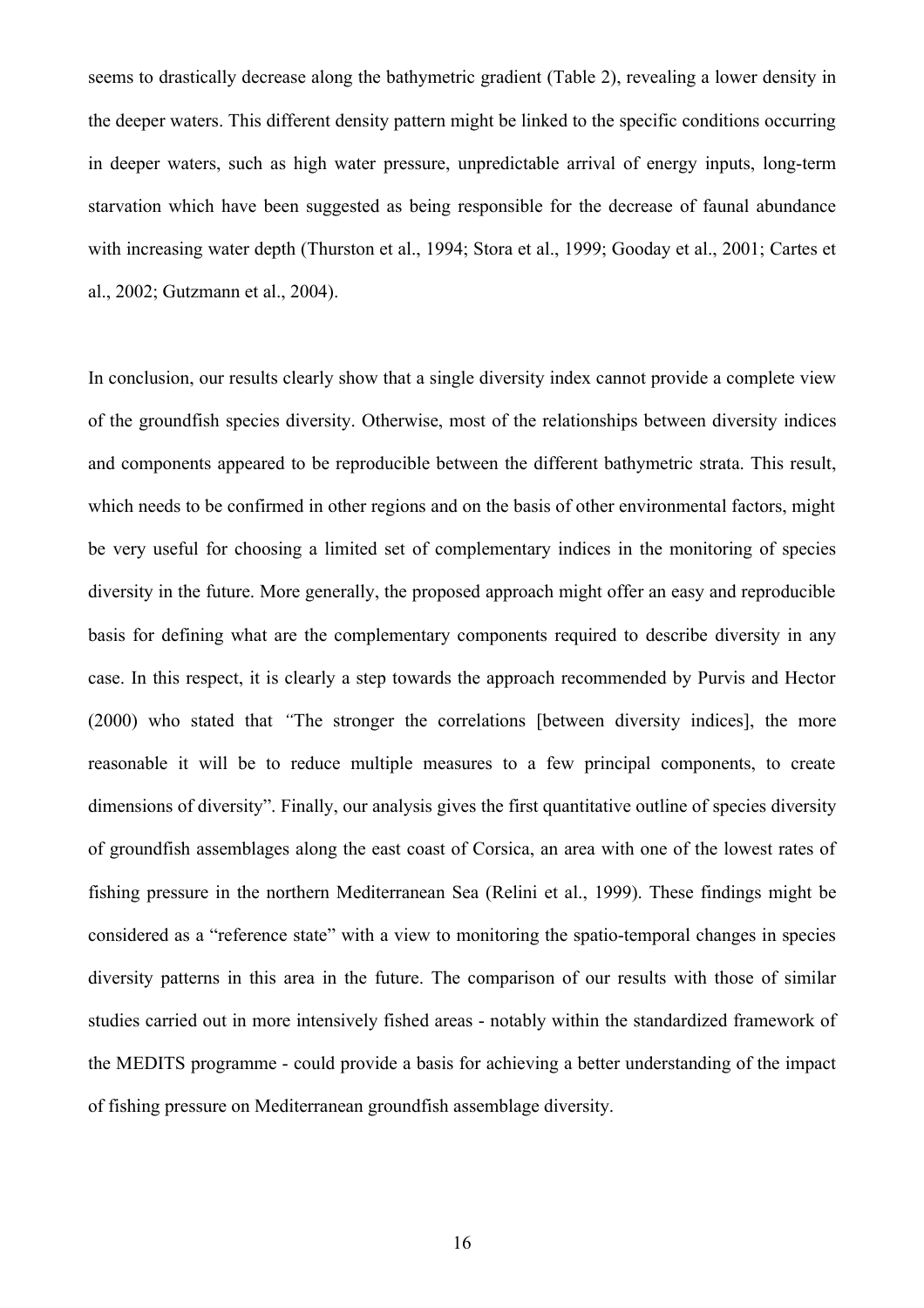seems to drastically decrease along the bathymetric gradient (Table 2), revealing a lower density in the deeper waters. This different density pattern might be linked to the specific conditions occurring in deeper waters, such as high water pressure, unpredictable arrival of energy inputs, long-term starvation which have been suggested as being responsible for the decrease of faunal abundance with increasing water depth (Thurston et al., 1994; Stora et al., 1999; Gooday et al., 2001; Cartes et al., 2002; Gutzmann et al., 2004).

In conclusion, our results clearly show that a single diversity index cannot provide a complete view of the groundfish species diversity. Otherwise, most of the relationships between diversity indices and components appeared to be reproducible between the different bathymetric strata. This result, which needs to be confirmed in other regions and on the basis of other environmental factors, might be very useful for choosing a limited set of complementary indices in the monitoring of species diversity in the future. More generally, the proposed approach might offer an easy and reproducible basis for defining what are the complementary components required to describe diversity in any case. In this respect, it is clearly a step towards the approach recommended by Purvis and Hector (2000) who stated that *"*The stronger the correlations [between diversity indices], the more reasonable it will be to reduce multiple measures to a few principal components, to create dimensions of diversity". Finally, our analysis gives the first quantitative outline of species diversity of groundfish assemblages along the east coast of Corsica, an area with one of the lowest rates of fishing pressure in the northern Mediterranean Sea (Relini et al., 1999). These findings might be considered as a "reference state" with a view to monitoring the spatio-temporal changes in species diversity patterns in this area in the future. The comparison of our results with those of similar studies carried out in more intensively fished areas - notably within the standardized framework of the MEDITS programme - could provide a basis for achieving a better understanding of the impact of fishing pressure on Mediterranean groundfish assemblage diversity.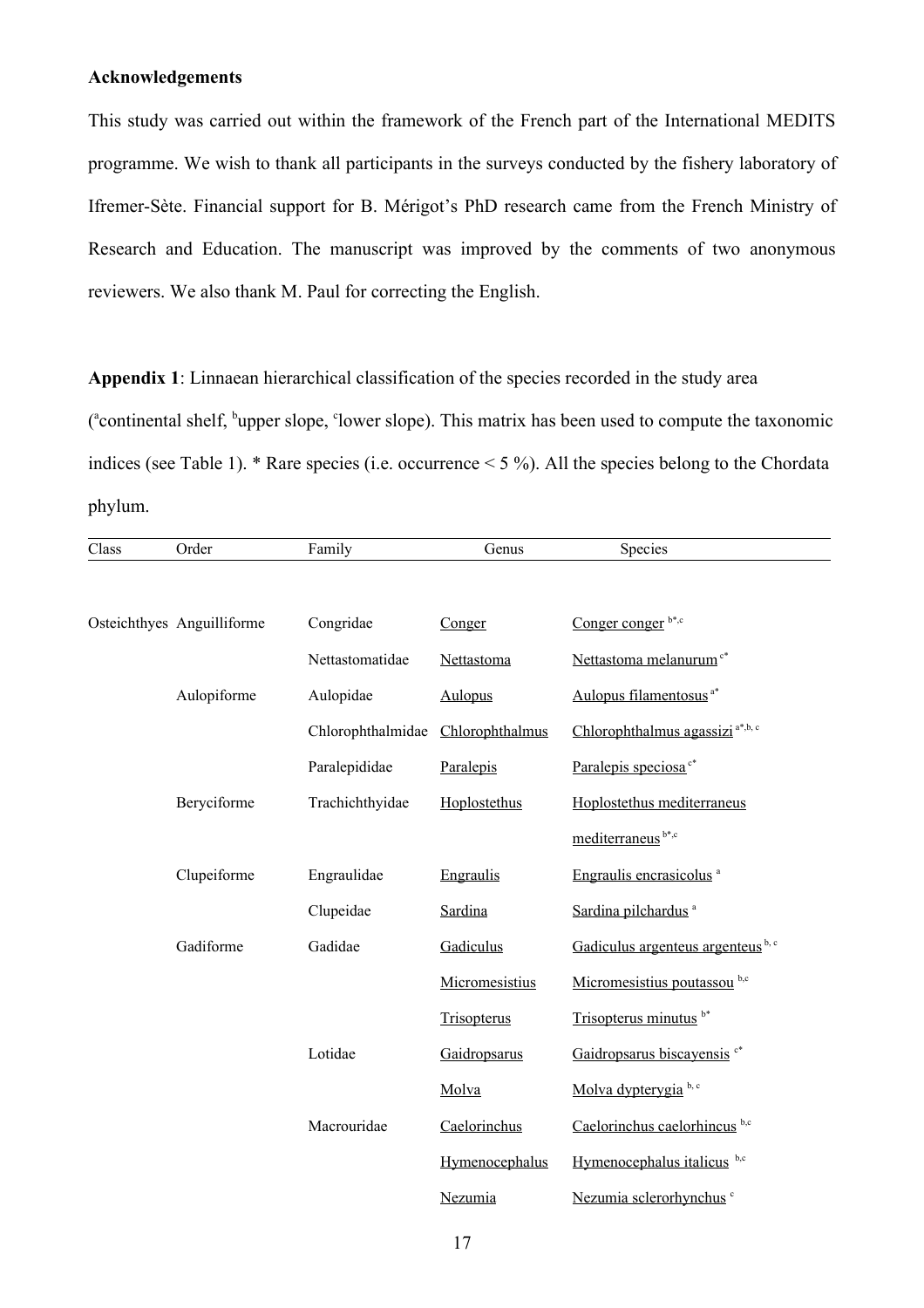**Acknowledgements**

This study was carried out within the framework of the French part of the International MEDITS programme. We wish to thank all participants in the surveys conducted by the fishery laboratory of Ifremer-Sète. Financial support for B. Mérigot's PhD research came from the French Ministry of Research and Education. The manuscript was improved by the comments of two anonymous reviewers. We also thank M. Paul for correcting the English.

**Appendix 1**: Linnaean hierarchical classification of the species recorded in the study area ([a]continental shelf, [b]upper slope, [c]lower slope). This matrix has been used to compute the taxonomic indices (see Table 1). * Rare species (i.e. occurrence < 5 %). All the species belong to the Chordata phylum.

| Class | Order | Family | Genus | Species |
|---|---|---|---|---|
| Osteichthyes | Anguilliforme | Congridae | Conger | Conger conger [b*,c] |
| | | Nettastomatidae | Nettastoma | Nettastoma melanurum [c*] |
| | Aulopiforme | Aulopidae | Aulopus | Aulopus filamentosus [a*] |
| | | Chlorophthalmidae | Chlorophthalmus | Chlorophthalmus agassizi [a*,b, c] |
| | | Paralepididae | Paralepis | Paralepis speciosa [c*] |
| | Beryciforme | Trachichthyidae | Hoplostethus | Hoplostethus mediterraneus mediterraneus [b*,c] |
| | Clupeiforme | Engraulidae | Engraulis | Engraulis encrasicolus [a] |
| | | Clupeidae | Sardina | Sardina pilchardus [a] |
| | Gadiforme | Gadidae | Gadiculus | Gadiculus argenteus argenteus [b, c] |
| | | | Micromesistius | Micromesistius poutassou [b,c] |
| | | | Trisopterus | Trisopterus minutus [b*] |
| | | Lotidae | Gaidropsarus | Gaidropsarus biscayensis [c*] |
| | | | Molva | Molva dypterygia [b, c] |
| | | Macrouridae | Caelorinchus | Caelorinchus caelorhincus [b,c] |
| | | | Hymenocephalus | Hymenocephalus italicus [b,c] |
| | | | Nezumia | Nezumia sclerorhynchus [c] |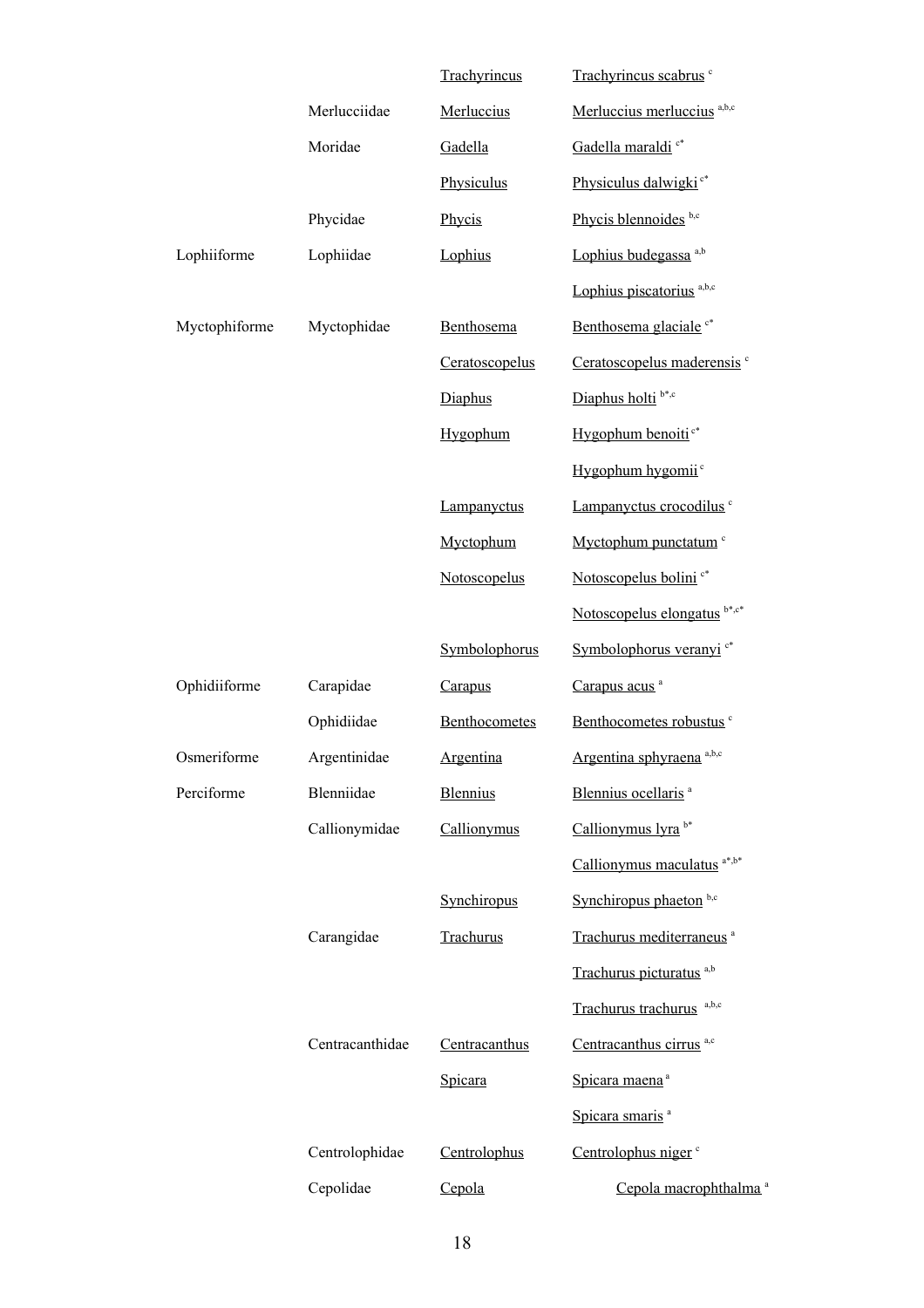|  |  |  |  |
|---|---|---|---|
|  |  | Trachyrincus | Trachyrincus scabrus [c] |
|  | Merlucciidae | Merluccius | Merluccius merluccius [a,b,c] |
|  | Moridae | Gadella | Gadella maraldi [c*] |
|  |  | Physiculus | Physiculus dalwigki [c*] |
|  | Phycidae | Phycis | Phycis blennoides [b,c] |
| Lophiiforme | Lophiidae | Lophius | Lophius budegassa [a,b] |
|  |  |  | Lophius piscatorius [a,b,c] |
| Myctophiforme | Myctophidae | Benthosema | Benthosema glaciale [c*] |
|  |  | Ceratoscopelus | Ceratoscopelus maderensis [c] |
|  |  | Diaphus | Diaphus holti [b*,c] |
|  |  | Hygophum | Hygophum benoiti [c*] |
|  |  |  | Hygophum hygomii [c] |
|  |  | Lampanyctus | Lampanyctus crocodilus [c] |
|  |  | Myctophum | Myctophum punctatum [c] |
|  |  | Notoscopelus | Notoscopelus bolini [c*] |
|  |  |  | Notoscopelus elongatus [b*,c*] |
|  |  | Symbolophorus | Symbolophorus veranyi [c*] |
| Ophidiiforme | Carapidae | Carapus | Carapus acus [a] |
|  | Ophidiidae | Benthocometes | Benthocometes robustus [c] |
| Osmeriforme | Argentinidae | Argentina | Argentina sphyraena [a,b,c] |
| Perciforme | Blenniidae | Blennius | Blennius ocellaris [a] |
|  | Callionymidae | Callionymus | Callionymus lyra [b*] |
|  |  |  | Callionymus maculatus [a*,b*] |
|  |  | Synchiropus | Synchiropus phaeton [b,c] |
|  | Carangidae | Trachurus | Trachurus mediterraneus [a] |
|  |  |  | Trachurus picturatus [a,b] |
|  |  |  | Trachurus trachurus [a,b,c] |
|  | Centracanthidae | Centracanthus | Centracanthus cirrus [a,c] |
|  |  | Spicara | Spicara maena [a] |
|  |  |  | Spicara smaris [a] |
|  | Centrolophidae | Centrolophus | Centrolophus niger [c] |
|  | Cepolidae | Cepola | Cepola macrophthalma [a] |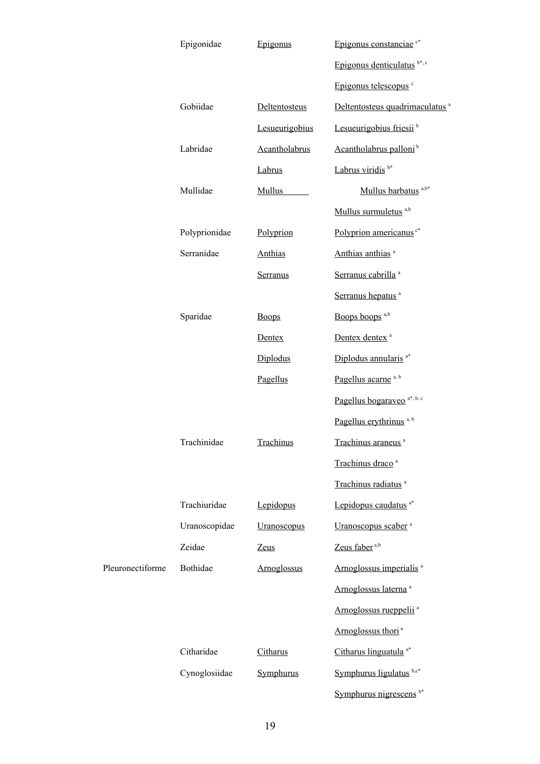| | | | |
|---|---|---|---|
| | Epigonidae | Epigonus | Epigonus constanciae [c*] |
| | | | Epigonus denticulatus [b*, c] |
| | | | Epigonus telescopus [c] |
| | Gobiidae | Deltentosteus | Deltentosteus quadrimaculatus [a] |
| | | Lesueurigobius | Lesueurigobius friesii [b] |
| | Labridae | Acantholabrus | Acantholabrus palloni [b] |
| | | Labrus | Labrus viridis [b*] |
| | Mullidae | Mullus | Mullus barbatus [a,b*] |
| | | | Mullus surmuletus [a,b] |
| | Polyprionidae | Polyprion | Polyprion americanus [c*] |
| | Serranidae | Anthias | Anthias anthias [a] |
| | | Serranus | Serranus cabrilla [a] |
| | | | Serranus hepatus [a] |
| | Sparidae | Boops | Boops boops [a,b] |
| | | Dentex | Dentex dentex [a] |
| | | Diplodus | Diplodus annularis [a*] |
| | | Pagellus | Pagellus acarne [a, b] |
| | | | Pagellus bogaraveo [a*, b, c] |
| | | | Pagellus erythrinus [a, b] |
| | Trachinidae | Trachinus | Trachinus araneus [a] |
| | | | Trachinus draco [a] |
| | | | Trachinus radiatus [a] |
| | Trachiuridae | Lepidopus | Lepidopus caudatus [a*] |
| | Uranoscopidae | Uranoscopus | Uranoscopus scaber [a] |
| | Zeidae | Zeus | Zeus faber [a,b] |
| Pleuronectiforme | Bothidae | Arnoglossus | Arnoglossus imperialis [a] |
| | | | Arnoglossus laterna [a] |
| | | | Arnoglossus rueppelii [a] |
| | | | Arnoglossus thori [a] |
| | Citharidae | Citharus | Citharus linguatula [a*] |
| | Cynoglosiidae | Symphurus | Symphurus ligulatus [b,c*] |
| | | | Symphurus nigrescens [b*] |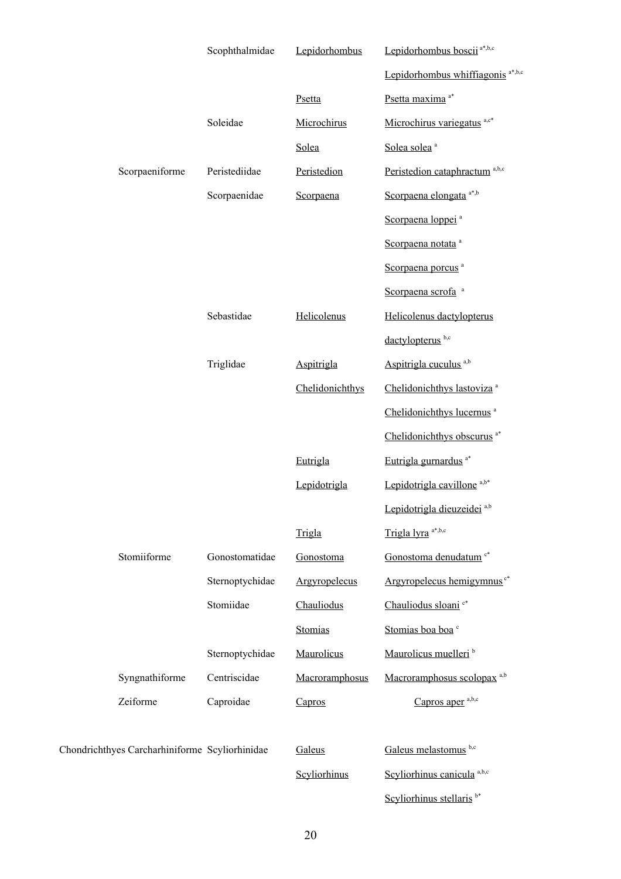| | | | | |
|---|---|---|---|---|
| | | Scophthalmidae | Lepidorhombus | Lepidorhombus boscii [a*,b,c] |
| | | | | Lepidorhombus whiffiagonis [a*,b,c] |
| | | | Psetta | Psetta maxima [a*] |
| | | Soleidae | Microchirus | Microchirus variegatus [a,c*] |
| | | | Solea | Solea solea [a] |
| | Scorpaeniforme | Peristediidae | Peristedion | Peristedion cataphractum [a,b,c] |
| | | Scorpaenidae | Scorpaena | Scorpaena elongata [a*,b] |
| | | | | Scorpaena loppei [a] |
| | | | | Scorpaena notata [a] |
| | | | | Scorpaena porcus [a] |
| | | | | Scorpaena scrofa [a] |
| | | Sebastidae | Helicolenus | Helicolenus dactylopterus dactylopterus [b,c] |
| | | Triglidae | Aspitrigla | Aspitrigla cuculus [a,b] |
| | | | Chelidonichthys | Chelidonichthys lastoviza [a] |
| | | | | Chelidonichthys lucernus [a] |
| | | | | Chelidonichthys obscurus [a*] |
| | | | Eutrigla | Eutrigla gurnardus [a*] |
| | | | Lepidotrigla | Lepidotrigla cavillone [a,b*] |
| | | | | Lepidotrigla dieuzeidei [a,b] |
| | | | Trigla | Trigla lyra [a*,b,c] |
| | Stomiiforme | Gonostomatidae | Gonostoma | Gonostoma denudatum [c*] |
| | | Sternoptychidae | Argyropelecus | Argyropelecus hemigymnus [c*] |
| | | Stomiidae | Chauliodus | Chauliodus sloani [c*] |
| | | | Stomias | Stomias boa boa [c] |
| | | Sternoptychidae | Maurolicus | Maurolicus muelleri [b] |
| | Syngnathiforme | Centriscidae | Macroramphosus | Macroramphosus scolopax [a,b] |
| | Zeiforme | Caproidae | Capros | Capros aper [a,b,c] |
| Chondrichthyes | Carcharhiniforme | Scyliorhinidae | Galeus | Galeus melastomus [b,c] |
| | | | Scyliorhinus | Scyliorhinus canicula [a,b,c] |
| | | | | Scyliorhinus stellaris [b*] |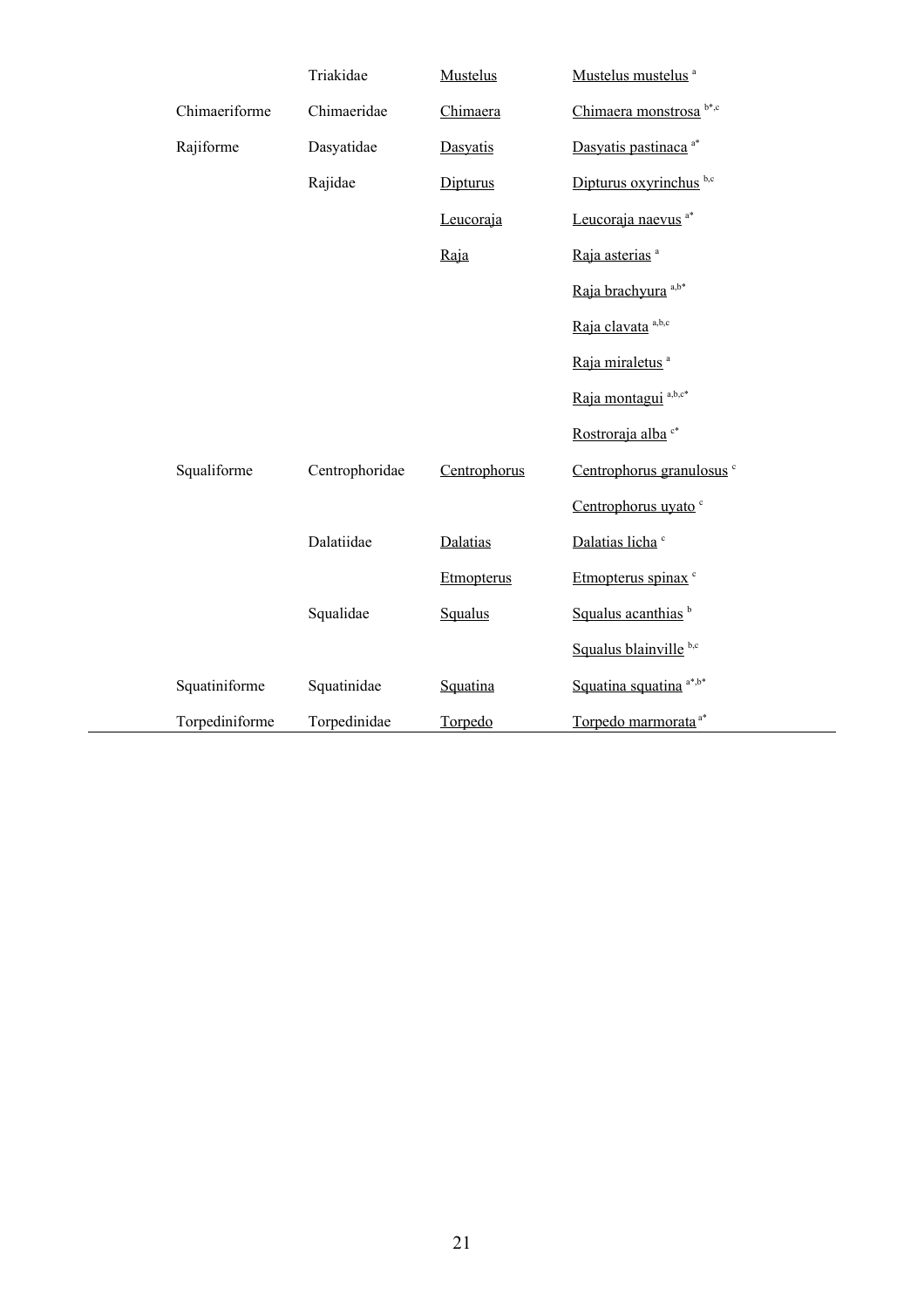|  |  |  |  |
|---|---|---|---|
|  | Triakidae | Mustelus | Mustelus mustelus [a] |
| Chimaeriforme | Chimaeridae | Chimaera | Chimaera monstrosa [b*,c] |
| Rajiforme | Dasyatidae | Dasyatis | Dasyatis pastinaca [a*] |
|  | Rajidae | Dipturus | Dipturus oxyrinchus [b,c] |
|  |  | Leucoraja | Leucoraja naevus [a*] |
|  |  | Raja | Raja asterias [a] |
|  |  |  | Raja brachyura [a,b*] |
|  |  |  | Raja clavata [a,b,c] |
|  |  |  | Raja miraletus [a] |
|  |  |  | Raja montagui [a,b,c*] |
|  |  |  | Rostroraja alba [c*] |
| Squaliforme | Centrophoridae | Centrophorus | Centrophorus granulosus [c] |
|  |  |  | Centrophorus uyato [c] |
|  | Dalatiidae | Dalatias | Dalatias licha [c] |
|  |  | Etmopterus | Etmopterus spinax [c] |
|  | Squalidae | Squalus | Squalus acanthias [b] |
|  |  |  | Squalus blainville [b,c] |
| Squatiniforme | Squatinidae | Squatina | Squatina squatina [a*,b*] |
| Torpediniforme | Torpedinidae | Torpedo | Torpedo marmorata [a*] |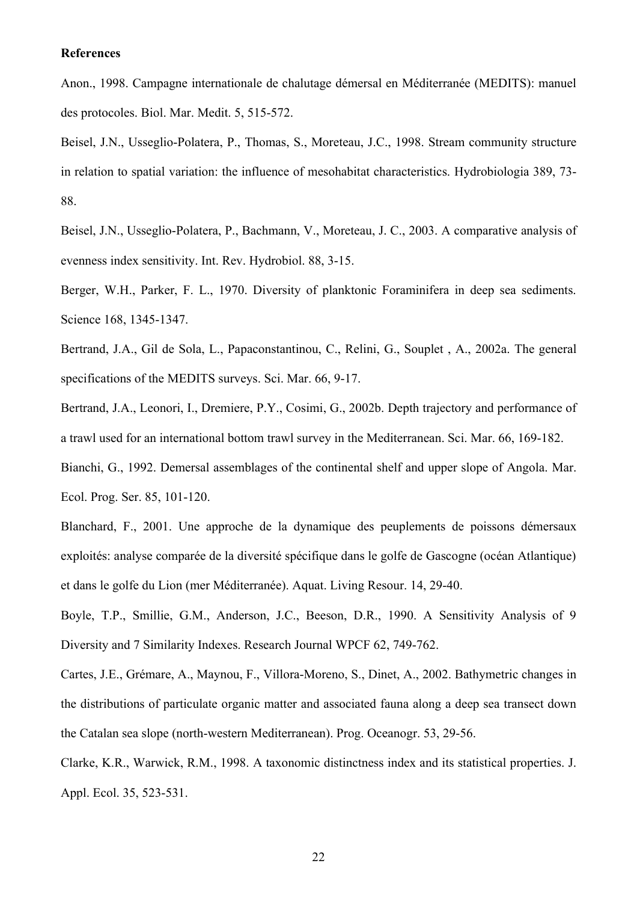**References**

Anon., 1998. Campagne internationale de chalutage démersal en Méditerranée (MEDITS): manuel des protocoles. Biol. Mar. Medit. 5, 515-572.

Beisel, J.N., Usseglio-Polatera, P., Thomas, S., Moreteau, J.C., 1998. Stream community structure in relation to spatial variation: the influence of mesohabitat characteristics. Hydrobiologia 389, 73-88.

Beisel, J.N., Usseglio-Polatera, P., Bachmann, V., Moreteau, J. C., 2003. A comparative analysis of evenness index sensitivity. Int. Rev. Hydrobiol. 88, 3-15.

Berger, W.H., Parker, F. L., 1970. Diversity of planktonic Foraminifera in deep sea sediments. Science 168, 1345-1347.

Bertrand, J.A., Gil de Sola, L., Papaconstantinou, C., Relini, G., Souplet , A., 2002a. The general specifications of the MEDITS surveys. Sci. Mar. 66, 9-17.

Bertrand, J.A., Leonori, I., Dremiere, P.Y., Cosimi, G., 2002b. Depth trajectory and performance of a trawl used for an international bottom trawl survey in the Mediterranean. Sci. Mar. 66, 169-182.

Bianchi, G., 1992. Demersal assemblages of the continental shelf and upper slope of Angola. Mar. Ecol. Prog. Ser. 85, 101-120.

Blanchard, F., 2001. Une approche de la dynamique des peuplements de poissons démersaux exploités: analyse comparée de la diversité spécifique dans le golfe de Gascogne (océan Atlantique) et dans le golfe du Lion (mer Méditerranée). Aquat. Living Resour. 14, 29-40.

Boyle, T.P., Smillie, G.M., Anderson, J.C., Beeson, D.R., 1990. A Sensitivity Analysis of 9 Diversity and 7 Similarity Indexes. Research Journal WPCF 62, 749-762.

Cartes, J.E., Grémare, A., Maynou, F., Villora-Moreno, S., Dinet, A., 2002. Bathymetric changes in the distributions of particulate organic matter and associated fauna along a deep sea transect down the Catalan sea slope (north-western Mediterranean). Prog. Oceanogr. 53, 29-56.

Clarke, K.R., Warwick, R.M., 1998. A taxonomic distinctness index and its statistical properties. J. Appl. Ecol. 35, 523-531.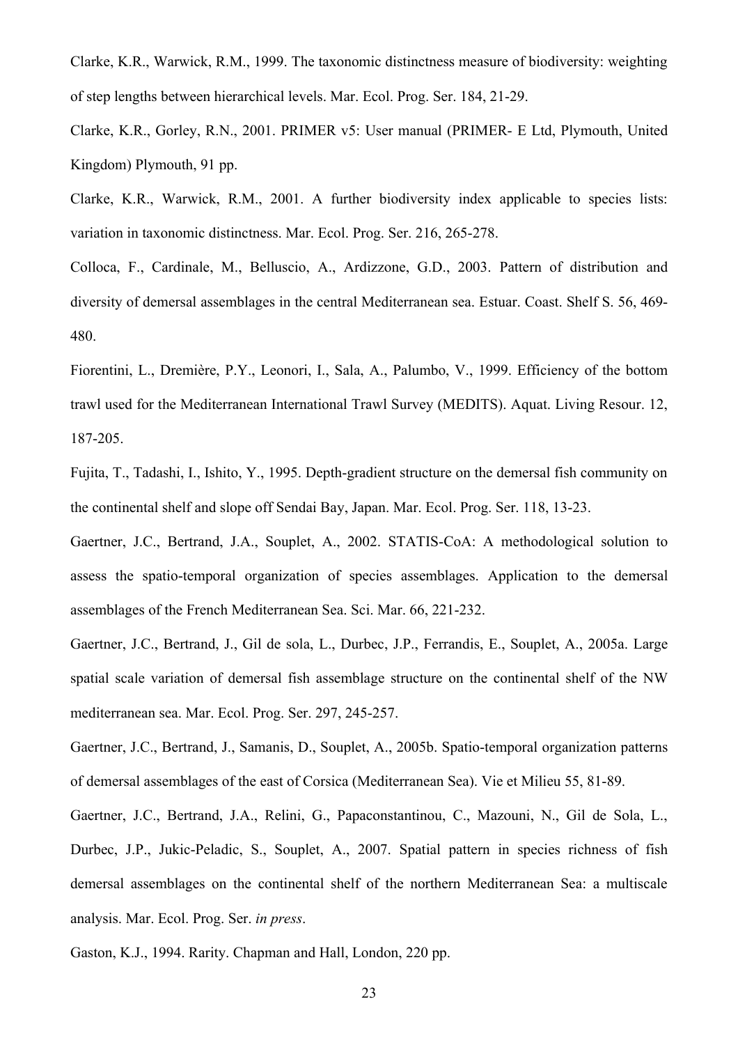Clarke, K.R., Warwick, R.M., 1999. The taxonomic distinctness measure of biodiversity: weighting of step lengths between hierarchical levels. Mar. Ecol. Prog. Ser. 184, 21-29.

Clarke, K.R., Gorley, R.N., 2001. PRIMER v5: User manual (PRIMER- E Ltd, Plymouth, United Kingdom) Plymouth, 91 pp.

Clarke, K.R., Warwick, R.M., 2001. A further biodiversity index applicable to species lists: variation in taxonomic distinctness. Mar. Ecol. Prog. Ser. 216, 265-278.

Colloca, F., Cardinale, M., Belluscio, A., Ardizzone, G.D., 2003. Pattern of distribution and diversity of demersal assemblages in the central Mediterranean sea. Estuar. Coast. Shelf S. 56, 469-480.

Fiorentini, L., Dremière, P.Y., Leonori, I., Sala, A., Palumbo, V., 1999. Efficiency of the bottom trawl used for the Mediterranean International Trawl Survey (MEDITS). Aquat. Living Resour. 12, 187-205.

Fujita, T., Tadashi, I., Ishito, Y., 1995. Depth-gradient structure on the demersal fish community on the continental shelf and slope off Sendai Bay, Japan. Mar. Ecol. Prog. Ser. 118, 13-23.

Gaertner, J.C., Bertrand, J.A., Souplet, A., 2002. STATIS-CoA: A methodological solution to assess the spatio-temporal organization of species assemblages. Application to the demersal assemblages of the French Mediterranean Sea. Sci. Mar. 66, 221-232.

Gaertner, J.C., Bertrand, J., Gil de sola, L., Durbec, J.P., Ferrandis, E., Souplet, A., 2005a. Large spatial scale variation of demersal fish assemblage structure on the continental shelf of the NW mediterranean sea. Mar. Ecol. Prog. Ser. 297, 245-257.

Gaertner, J.C., Bertrand, J., Samanis, D., Souplet, A., 2005b. Spatio-temporal organization patterns of demersal assemblages of the east of Corsica (Mediterranean Sea). Vie et Milieu 55, 81-89.

Gaertner, J.C., Bertrand, J.A., Relini, G., Papaconstantinou, C., Mazouni, N., Gil de Sola, L., Durbec, J.P., Jukic-Peladic, S., Souplet, A., 2007. Spatial pattern in species richness of fish demersal assemblages on the continental shelf of the northern Mediterranean Sea: a multiscale analysis. Mar. Ecol. Prog. Ser. *in press*.

Gaston, K.J., 1994. Rarity. Chapman and Hall, London, 220 pp.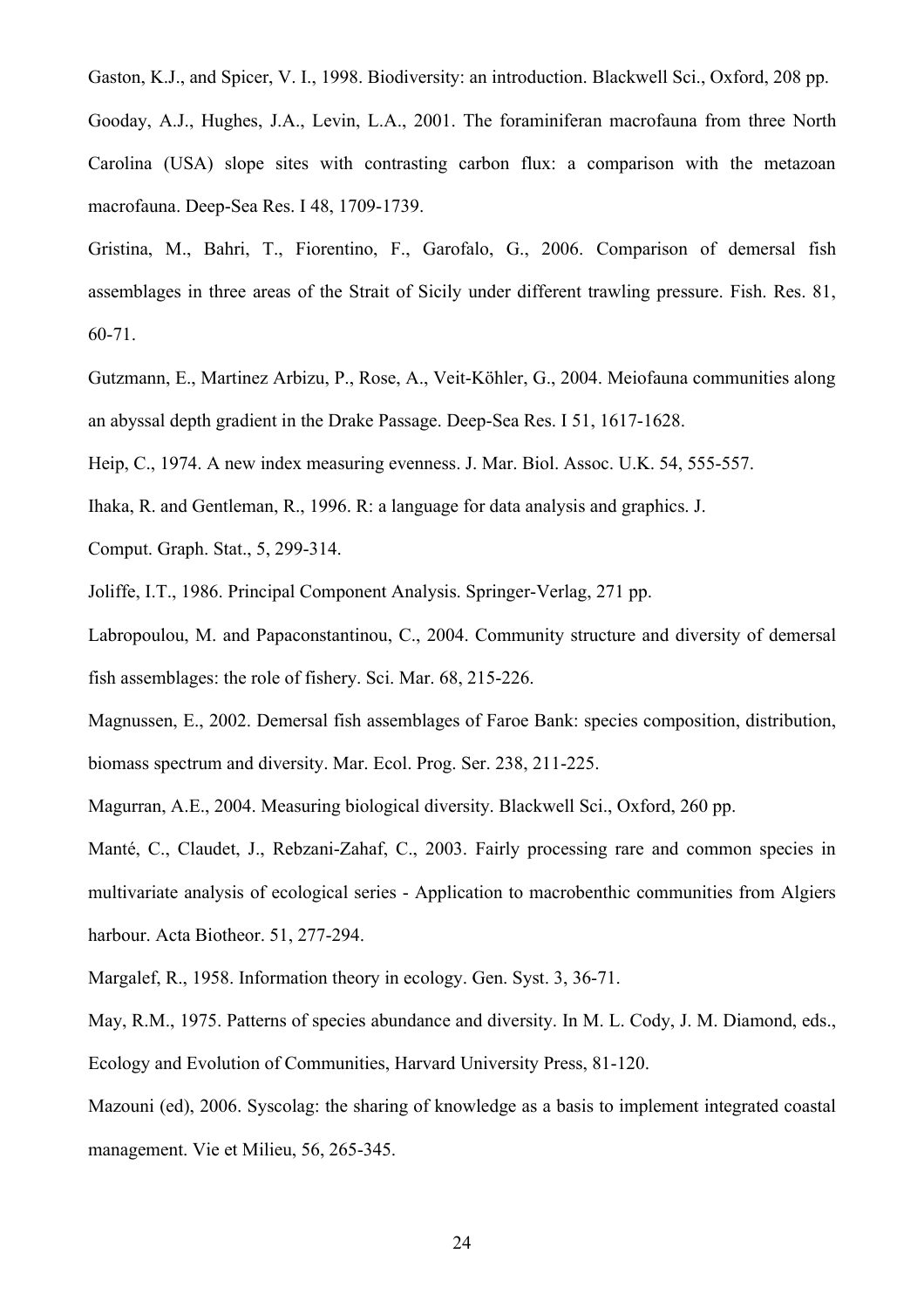Gaston, K.J., and Spicer, V. I., 1998. Biodiversity: an introduction. Blackwell Sci., Oxford, 208 pp.

Gooday, A.J., Hughes, J.A., Levin, L.A., 2001. The foraminiferan macrofauna from three North Carolina (USA) slope sites with contrasting carbon flux: a comparison with the metazoan macrofauna. Deep-Sea Res. I 48, 1709-1739.

Gristina, M., Bahri, T., Fiorentino, F., Garofalo, G., 2006. Comparison of demersal fish assemblages in three areas of the Strait of Sicily under different trawling pressure. Fish. Res. 81, 60-71.

Gutzmann, E., Martinez Arbizu, P., Rose, A., Veit-Köhler, G., 2004. Meiofauna communities along an abyssal depth gradient in the Drake Passage. Deep-Sea Res. I 51, 1617-1628.

Heip, C., 1974. A new index measuring evenness. J. Mar. Biol. Assoc. U.K. 54, 555-557.

Ihaka, R. and Gentleman, R., 1996. R: a language for data analysis and graphics. J. Comput. Graph. Stat., 5, 299-314.

Joliffe, I.T., 1986. Principal Component Analysis. Springer-Verlag, 271 pp.

Labropoulou, M. and Papaconstantinou, C., 2004. Community structure and diversity of demersal fish assemblages: the role of fishery. Sci. Mar. 68, 215-226.

Magnussen, E., 2002. Demersal fish assemblages of Faroe Bank: species composition, distribution, biomass spectrum and diversity. Mar. Ecol. Prog. Ser. 238, 211-225.

Magurran, A.E., 2004. Measuring biological diversity. Blackwell Sci., Oxford, 260 pp.

Manté, C., Claudet, J., Rebzani-Zahaf, C., 2003. Fairly processing rare and common species in multivariate analysis of ecological series - Application to macrobenthic communities from Algiers harbour. Acta Biotheor. 51, 277-294.

Margalef, R., 1958. Information theory in ecology. Gen. Syst. 3, 36-71.

May, R.M., 1975. Patterns of species abundance and diversity. In M. L. Cody, J. M. Diamond, eds., Ecology and Evolution of Communities, Harvard University Press, 81-120.

Mazouni (ed), 2006. Syscolag: the sharing of knowledge as a basis to implement integrated coastal management. Vie et Milieu, 56, 265-345.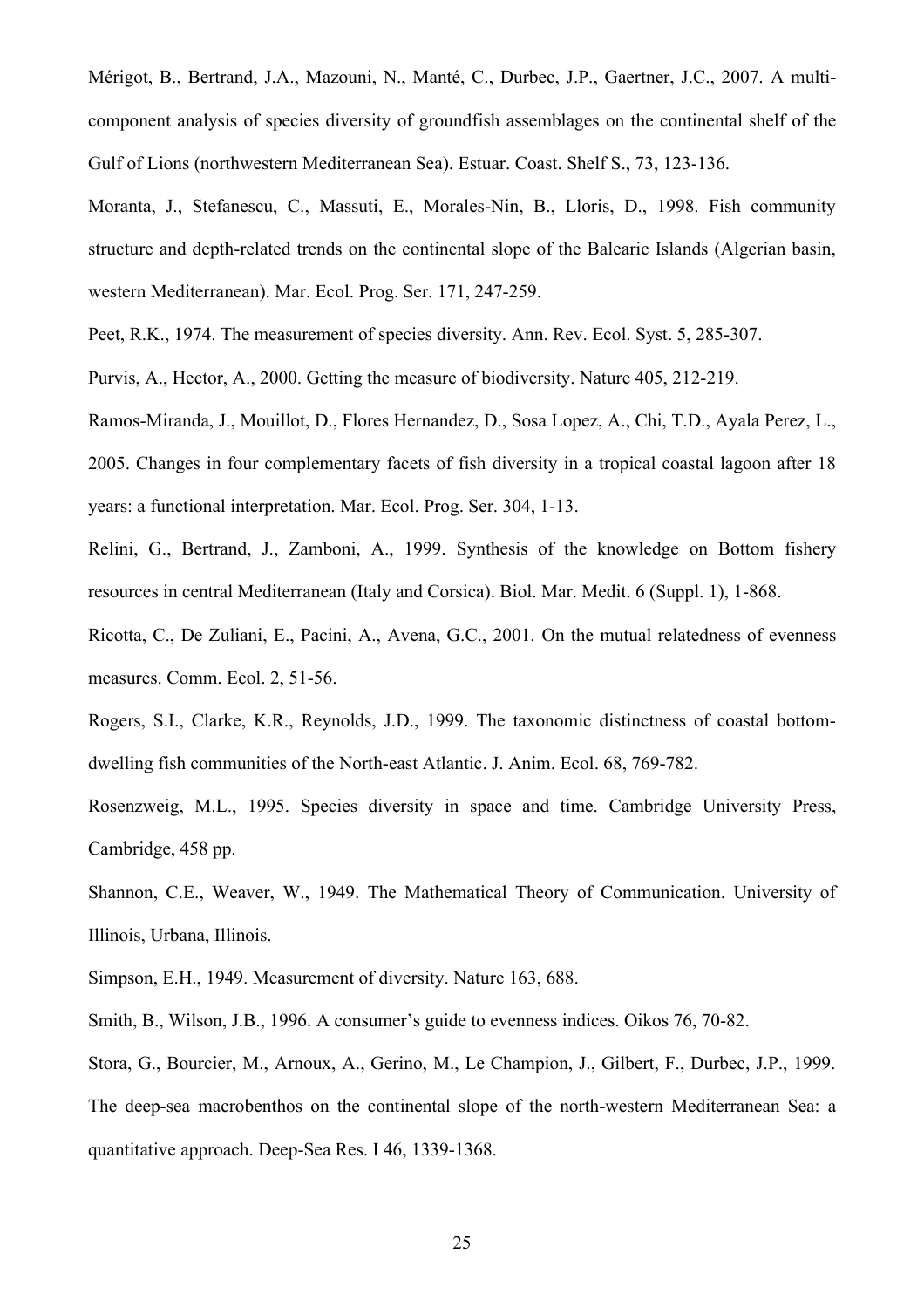Mérigot, B., Bertrand, J.A., Mazouni, N., Manté, C., Durbec, J.P., Gaertner, J.C., 2007. A multi-component analysis of species diversity of groundfish assemblages on the continental shelf of the Gulf of Lions (northwestern Mediterranean Sea). Estuar. Coast. Shelf S., 73, 123-136.

Moranta, J., Stefanescu, C., Massuti, E., Morales-Nin, B., Lloris, D., 1998. Fish community structure and depth-related trends on the continental slope of the Balearic Islands (Algerian basin, western Mediterranean). Mar. Ecol. Prog. Ser. 171, 247-259.

Peet, R.K., 1974. The measurement of species diversity. Ann. Rev. Ecol. Syst. 5, 285-307.

Purvis, A., Hector, A., 2000. Getting the measure of biodiversity. Nature 405, 212-219.

Ramos-Miranda, J., Mouillot, D., Flores Hernandez, D., Sosa Lopez, A., Chi, T.D., Ayala Perez, L., 2005. Changes in four complementary facets of fish diversity in a tropical coastal lagoon after 18 years: a functional interpretation. Mar. Ecol. Prog. Ser. 304, 1-13.

Relini, G., Bertrand, J., Zamboni, A., 1999. Synthesis of the knowledge on Bottom fishery resources in central Mediterranean (Italy and Corsica). Biol. Mar. Medit. 6 (Suppl. 1), 1-868.

Ricotta, C., De Zuliani, E., Pacini, A., Avena, G.C., 2001. On the mutual relatedness of evenness measures. Comm. Ecol. 2, 51-56.

Rogers, S.I., Clarke, K.R., Reynolds, J.D., 1999. The taxonomic distinctness of coastal bottom-dwelling fish communities of the North-east Atlantic. J. Anim. Ecol. 68, 769-782.

Rosenzweig, M.L., 1995. Species diversity in space and time. Cambridge University Press, Cambridge, 458 pp.

Shannon, C.E., Weaver, W., 1949. The Mathematical Theory of Communication. University of Illinois, Urbana, Illinois.

Simpson, E.H., 1949. Measurement of diversity. Nature 163, 688.

Smith, B., Wilson, J.B., 1996. A consumer's guide to evenness indices. Oikos 76, 70-82.

Stora, G., Bourcier, M., Arnoux, A., Gerino, M., Le Champion, J., Gilbert, F., Durbec, J.P., 1999. The deep-sea macrobenthos on the continental slope of the north-western Mediterranean Sea: a quantitative approach. Deep-Sea Res. I 46, 1339-1368.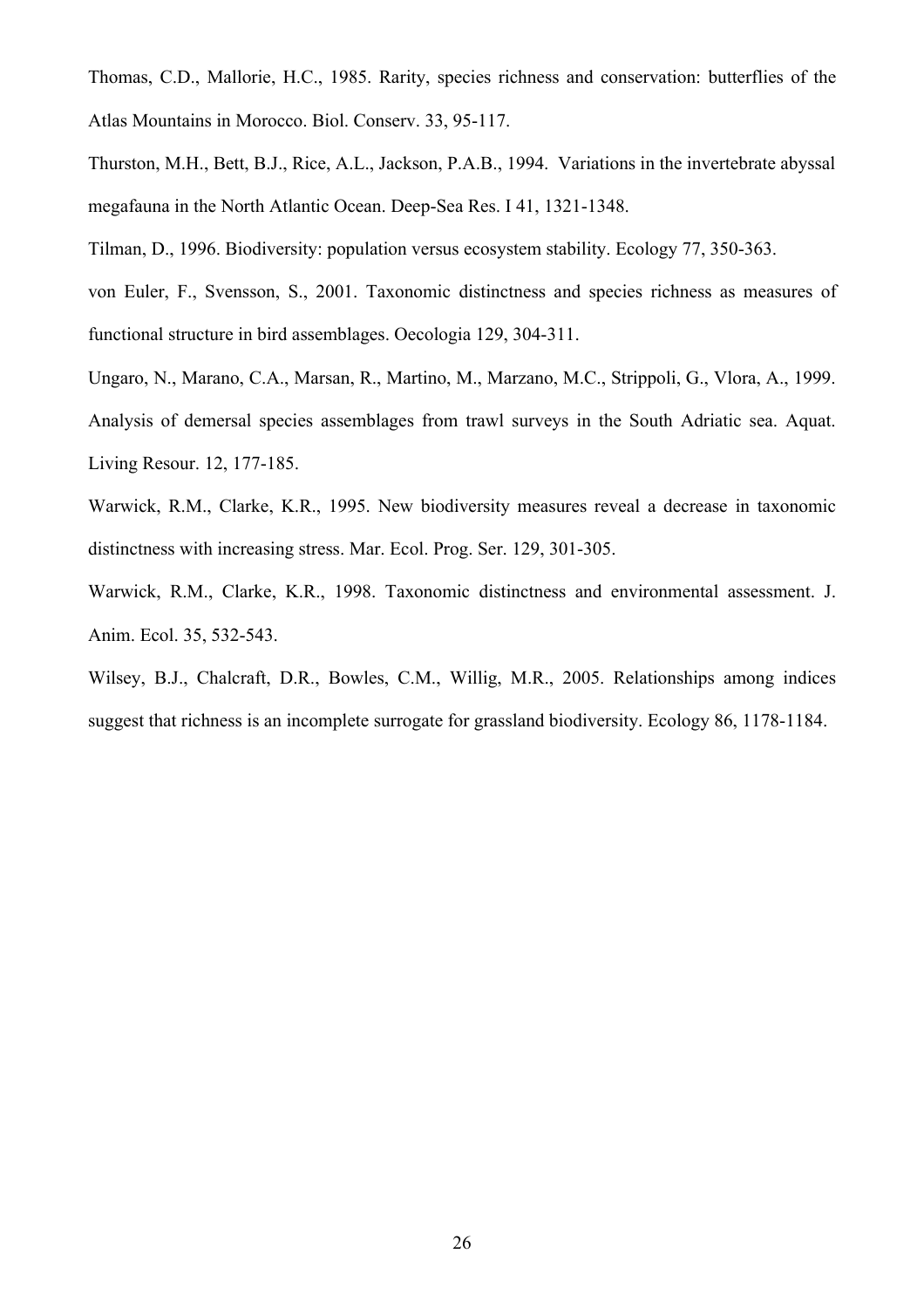Thomas, C.D., Mallorie, H.C., 1985. Rarity, species richness and conservation: butterflies of the Atlas Mountains in Morocco. Biol. Conserv. 33, 95-117.

Thurston, M.H., Bett, B.J., Rice, A.L., Jackson, P.A.B., 1994. Variations in the invertebrate abyssal megafauna in the North Atlantic Ocean. Deep-Sea Res. I 41, 1321-1348.

Tilman, D., 1996. Biodiversity: population versus ecosystem stability. Ecology 77, 350-363.

von Euler, F., Svensson, S., 2001. Taxonomic distinctness and species richness as measures of functional structure in bird assemblages. Oecologia 129, 304-311.

Ungaro, N., Marano, C.A., Marsan, R., Martino, M., Marzano, M.C., Strippoli, G., Vlora, A., 1999. Analysis of demersal species assemblages from trawl surveys in the South Adriatic sea. Aquat. Living Resour. 12, 177-185.

Warwick, R.M., Clarke, K.R., 1995. New biodiversity measures reveal a decrease in taxonomic distinctness with increasing stress. Mar. Ecol. Prog. Ser. 129, 301-305.

Warwick, R.M., Clarke, K.R., 1998. Taxonomic distinctness and environmental assessment. J. Anim. Ecol. 35, 532-543.

Wilsey, B.J., Chalcraft, D.R., Bowles, C.M., Willig, M.R., 2005. Relationships among indices suggest that richness is an incomplete surrogate for grassland biodiversity. Ecology 86, 1178-1184.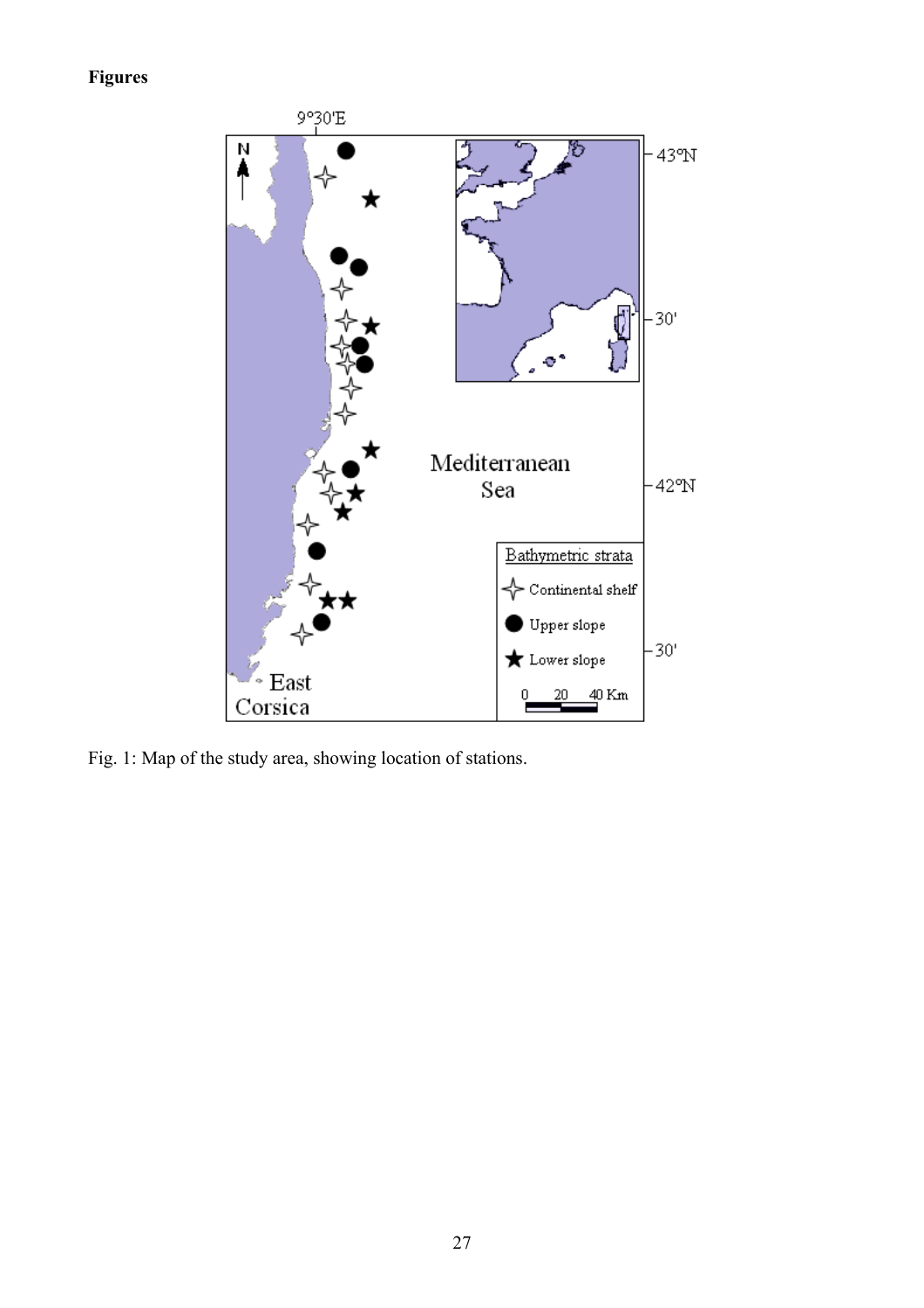**Figures**

Fig. 1: Map of the study area, showing location of stations.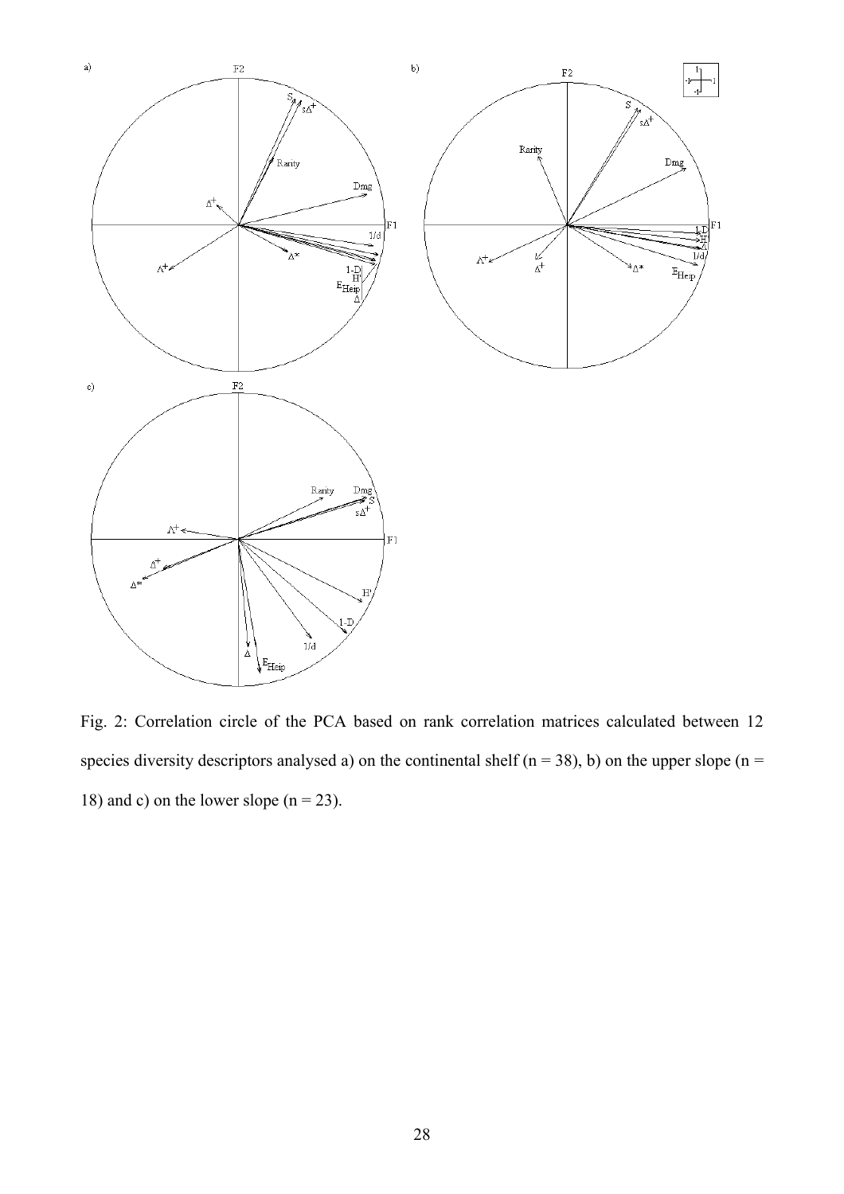Fig. 2: Correlation circle of the PCA based on rank correlation matrices calculated between 12 species diversity descriptors analysed a) on the continental shelf (n = 38), b) on the upper slope (n = 18) and c) on the lower slope (n = 23).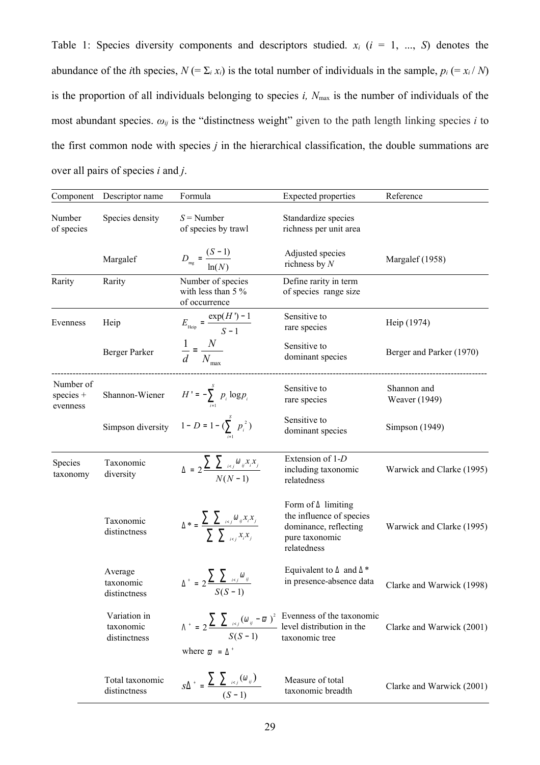Table 1: Species diversity components and descriptors studied. $x_i$ ($i$ = 1, ..., $S$) denotes the abundance of the $i$th species, $N$ (= $\Sigma_i x_i$) is the total number of individuals in the sample, $p_i$ (= $x_i / N$) is the proportion of all individuals belonging to species $i$, $N_{\max}$ is the number of individuals of the most abundant species. $\omega_{ij}$ is the "distinctness weight" given to the path length linking species $i$ to the first common node with species $j$ in the hierarchical classification, the double summations are over all pairs of species $i$ and $j$.

| Component | Descriptor name | Formula | Expected properties | Reference |
|---|---|---|---|---|
| Number of species | Species density | $S$ = Number of species by trawl | Standardize species richness per unit area | |
| | Margalef | $D_{mg} = \frac{(S-1)}{\ln(N)}$ | Adjusted species richness by $N$ | Margalef (1958) |
| Rarity | Rarity | Number of species with less than 5 % of occurrence | Define rarity in term of species range size | |
| Evenness | Heip | $E_{\text{Heip}} = \frac{\exp(H')-1}{S-1}$ | Sensitive to rare species | Heip (1974) |
| | Berger Parker | $\frac{1}{d} = \frac{N}{N_{\max}}$ | Sensitive to dominant species | Berger and Parker (1970) |
| Number of species + evenness | Shannon-Wiener | $H' = -\sum_{i=1}^{S} p_i \log p_i$ | Sensitive to rare species | Shannon and Weaver (1949) |
| | Simpson diversity | $1 - D = 1 - (\sum_{i=1}^{S} p_i^2)$ | Sensitive to dominant species | Simpson (1949) |
| Species taxonomy | Taxonomic diversity | $\Delta = 2\frac{\sum\sum_{i<j}\omega_{ij}x_i x_j}{N(N-1)}$ | Extension of 1-$D$ including taxonomic relatedness | Warwick and Clarke (1995) |
| | Taxonomic distinctness | $\Delta^* = \frac{\sum\sum_{i<j}\omega_{ij}x_i x_j}{\sum\sum_{i<j}x_i x_j}$ | Form of $\Delta$ limiting the influence of species dominance, reflecting pure taxonomic relatedness | Warwick and Clarke (1995) |
| | Average taxonomic distinctness | $\Delta^+ = 2\frac{\sum\sum_{i<j}\omega_{ij}}{S(S-1)}$ | Equivalent to $\Delta$ and $\Delta^*$ in presence-absence data | Clarke and Warwick (1998) |
| | Variation in taxonomic distinctness | $\Lambda^+ = 2\frac{\sum\sum_{i<j}(\omega_{ij}-\varpi)^2}{S(S-1)}$ where $\varpi = \Delta^+$ | Evenness of the taxonomic level distribution in the taxonomic tree | Clarke and Warwick (2001) |
| | Total taxonomic distinctness | $s\Delta^+ = \frac{\sum\sum_{i<j}(\omega_{ij})}{(S-1)}$ | Measure of total taxonomic breadth | Clarke and Warwick (2001) |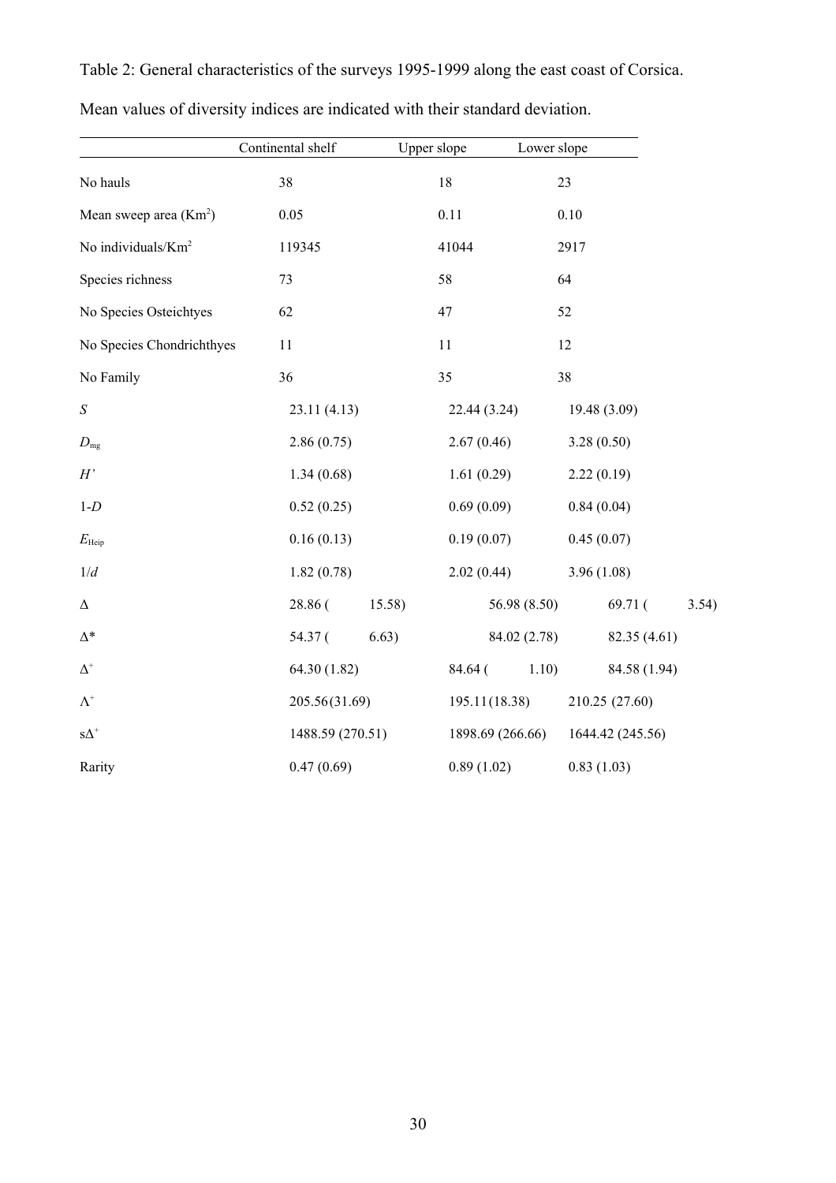Table 2: General characteristics of the surveys 1995-1999 along the east coast of Corsica.

Mean values of diversity indices are indicated with their standard deviation.

| | Continental shelf | Upper slope | Lower slope |
|---|---|---|---|
| No hauls | 38 | 18 | 23 |
| Mean sweep area ($Km^2$) | 0.05 | 0.11 | 0.10 |
| No individuals/$Km^2$ | 119345 | 41044 | 2917 |
| Species richness | 73 | 58 | 64 |
| No Species Osteichtyes | 62 | 47 | 52 |
| No Species Chondrichthyes | 11 | 11 | 12 |
| No Family | 36 | 35 | 38 |
| $S$ | 23.11 (4.13) | 22.44 (3.24) | 19.48 (3.09) |
| $D_{mg}$ | 2.86 (0.75) | 2.67 (0.46) | 3.28 (0.50) |
| $H'$ | 1.34 (0.68) | 1.61 (0.29) | 2.22 (0.19) |
| 1-$D$ | 0.52 (0.25) | 0.69 (0.09) | 0.84 (0.04) |
| $E_{Heip}$ | 0.16 (0.13) | 0.19 (0.07) | 0.45 (0.07) |
| 1/$d$ | 1.82 (0.78) | 2.02 (0.44) | 3.96 (1.08) |
| $\Delta$ | 28.86 (15.58) | 56.98 (8.50) | 69.71 (3.54) |
| $\Delta^*$ | 54.37 (6.63) | 84.02 (2.78) | 82.35 (4.61) |
| $\Delta^+$ | 64.30 (1.82) | 84.64 (1.10) | 84.58 (1.94) |
| $\Lambda^+$ | 205.56 (31.69) | 195.11 (18.38) | 210.25 (27.60) |
| s$\Delta^+$ | 1488.59 (270.51) | 1898.69 (266.66) | 1644.42 (245.56) |
| Rarity | 0.47 (0.69) | 0.89 (1.02) | 0.83 (1.03) |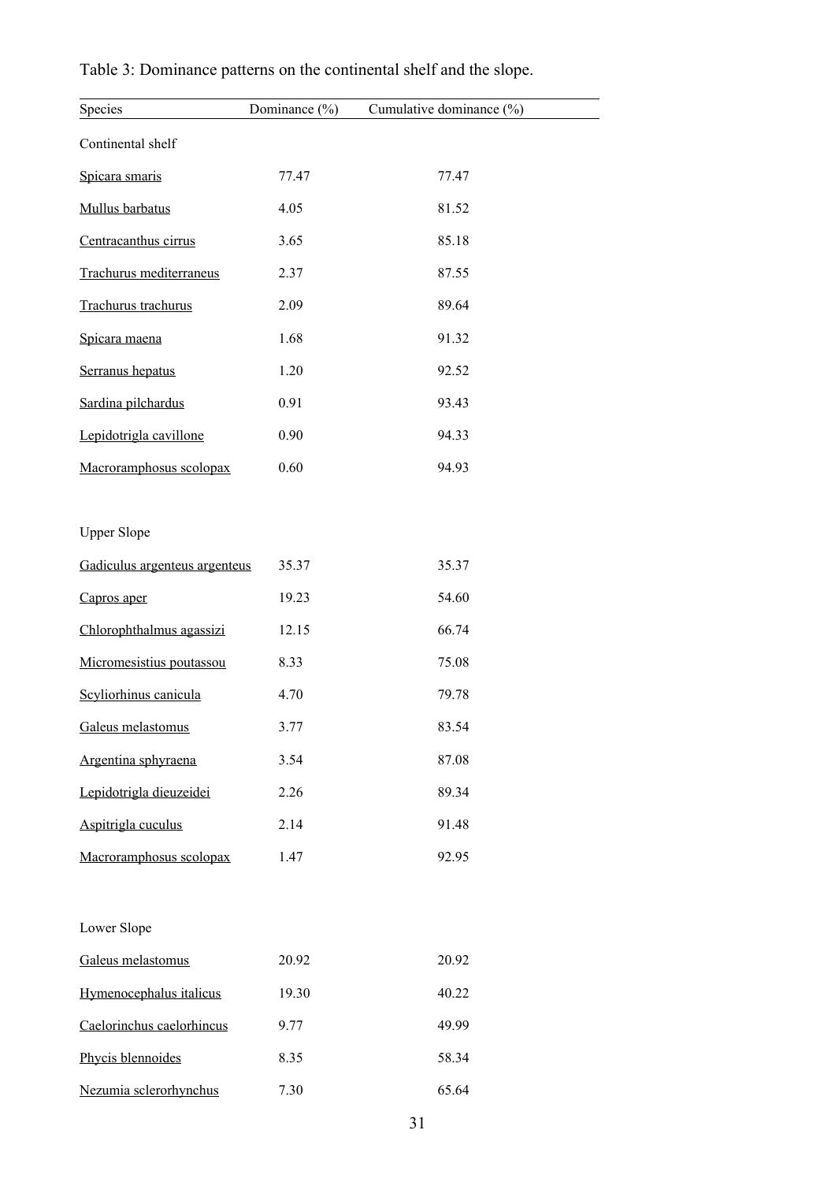Table 3: Dominance patterns on the continental shelf and the slope.

| Species | Dominance (%) | Cumulative dominance (%) |
|---|---|---|
| Continental shelf | | |
| Spicara smaris | 77.47 | 77.47 |
| Mullus barbatus | 4.05 | 81.52 |
| Centracanthus cirrus | 3.65 | 85.18 |
| Trachurus mediterraneus | 2.37 | 87.55 |
| Trachurus trachurus | 2.09 | 89.64 |
| Spicara maena | 1.68 | 91.32 |
| Serranus hepatus | 1.20 | 92.52 |
| Sardina pilchardus | 0.91 | 93.43 |
| Lepidotrigla cavillone | 0.90 | 94.33 |
| Macroramphosus scolopax | 0.60 | 94.93 |
| Upper Slope | | |
| Gadiculus argenteus argenteus | 35.37 | 35.37 |
| Capros aper | 19.23 | 54.60 |
| Chlorophthalmus agassizi | 12.15 | 66.74 |
| Micromesistius poutassou | 8.33 | 75.08 |
| Scyliorhinus canicula | 4.70 | 79.78 |
| Galeus melastomus | 3.77 | 83.54 |
| Argentina sphyraena | 3.54 | 87.08 |
| Lepidotrigla dieuzeidei | 2.26 | 89.34 |
| Aspitrigla cuculus | 2.14 | 91.48 |
| Macroramphosus scolopax | 1.47 | 92.95 |
| Lower Slope | | |
| Galeus melastomus | 20.92 | 20.92 |
| Hymenocephalus italicus | 19.30 | 40.22 |
| Caelorinchus caelorhincus | 9.77 | 49.99 |
| Phycis blennoides | 8.35 | 58.34 |
| Nezumia sclerorhynchus | 7.30 | 65.64 |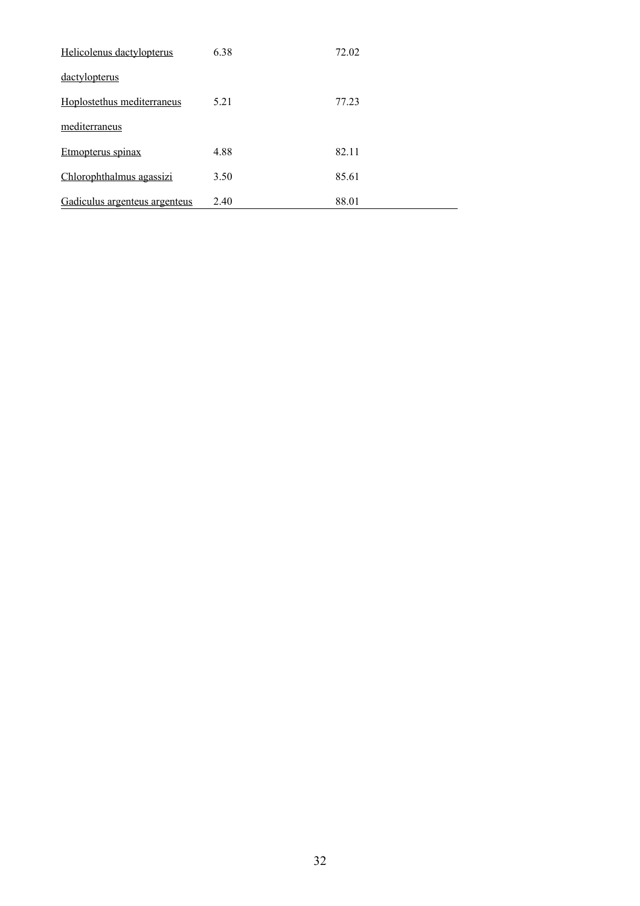| | | |
|---|---|---|
| Helicolenus dactylopterus dactylopterus | 6.38 | 72.02 |
| Hoplostethus mediterraneus mediterraneus | 5.21 | 77.23 |
| Etmopterus spinax | 4.88 | 82.11 |
| Chlorophthalmus agassizi | 3.50 | 85.61 |
| Gadiculus argenteus argenteus | 2.40 | 88.01 |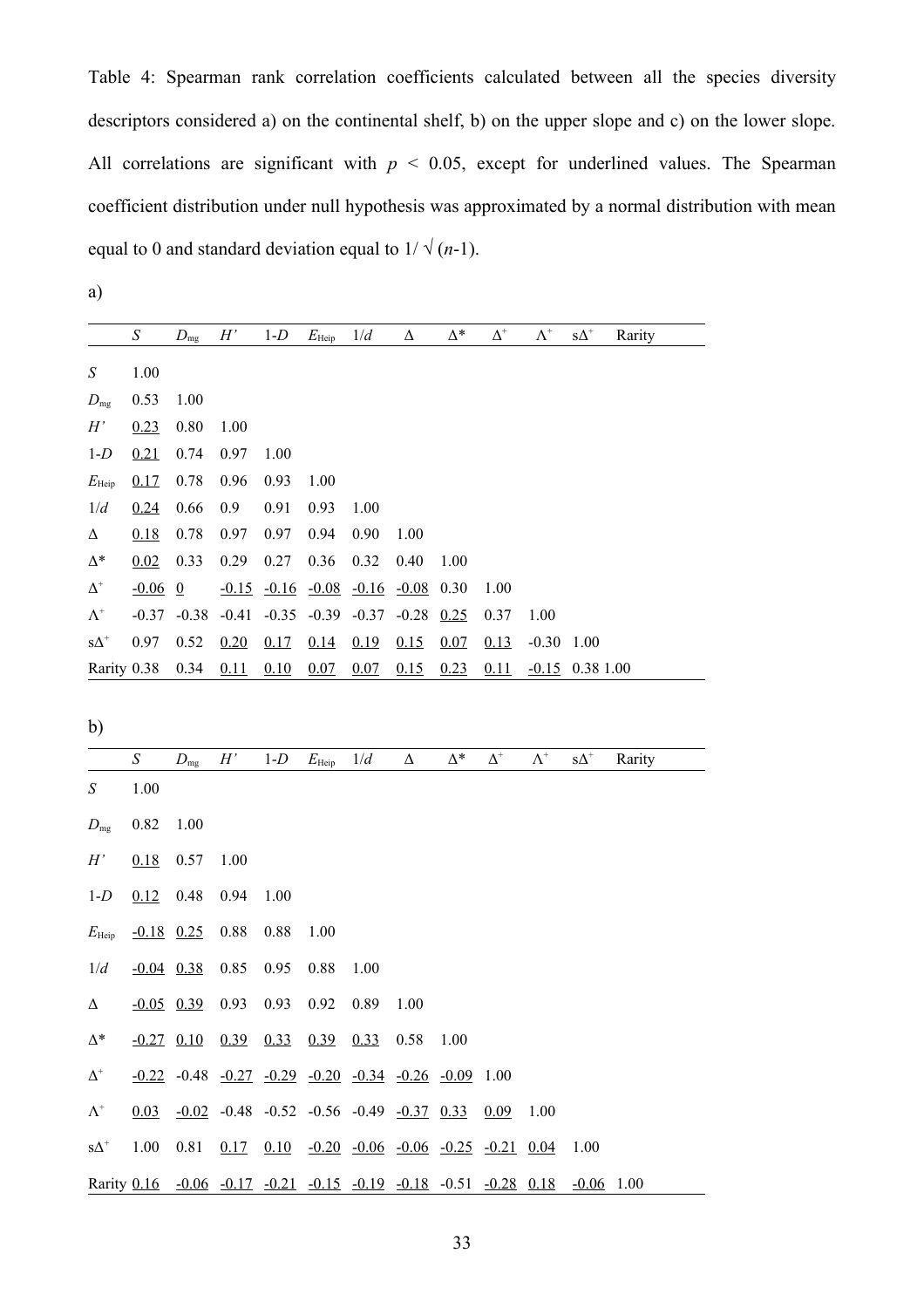Table 4: Spearman rank correlation coefficients calculated between all the species diversity descriptors considered a) on the continental shelf, b) on the upper slope and c) on the lower slope. All correlations are significant with $p < 0.05$, except for underlined values. The Spearman coefficient distribution under null hypothesis was approximated by a normal distribution with mean equal to 0 and standard deviation equal to $1/\sqrt{(n\text{-}1)}$.

a)

| | $S$ | $D_{mg}$ | $H'$ | 1-$D$ | $E_{Heip}$ | 1/$d$ | $\Delta$ | $\Delta^*$ | $\Delta^+$ | $\Lambda^+$ | s$\Delta^+$ | Rarity |
|---|---|---|---|---|---|---|---|---|---|---|---|---|
| $S$ | 1.00 | | | | | | | | | | | |
| $D_{mg}$ | 0.53 | 1.00 | | | | | | | | | | |
| $H'$ | <u>0.23</u> | 0.80 | 1.00 | | | | | | | | | |
| 1-$D$ | <u>0.21</u> | 0.74 | 0.97 | 1.00 | | | | | | | | |
| $E_{Heip}$ | <u>0.17</u> | 0.78 | 0.96 | 0.93 | 1.00 | | | | | | | |
| 1/$d$ | <u>0.24</u> | 0.66 | 0.9 | 0.91 | 0.93 | 1.00 | | | | | | |
| $\Delta$ | <u>0.18</u> | 0.78 | 0.97 | 0.97 | 0.94 | 0.90 | 1.00 | | | | | |
| $\Delta^*$ | <u>0.02</u> | 0.33 | 0.29 | 0.27 | 0.36 | 0.32 | 0.40 | 1.00 | | | | |
| $\Delta^+$ | <u>-0.06</u> | <u>0</u> | <u>-0.15</u> | <u>-0.16</u> | <u>-0.08</u> | <u>-0.16</u> | <u>-0.08</u> | 0.30 | 1.00 | | | |
| $\Lambda^+$ | -0.37 | -0.38 | -0.41 | -0.35 | -0.39 | -0.37 | -0.28 | <u>0.25</u> | 0.37 | 1.00 | | |
| s$\Delta^+$ | 0.97 | 0.52 | <u>0.20</u> | <u>0.17</u> | <u>0.14</u> | <u>0.19</u> | <u>0.15</u> | <u>0.07</u> | <u>0.13</u> | -0.30 | 1.00 | |
| Rarity | 0.38 | 0.34 | <u>0.11</u> | <u>0.10</u> | <u>0.07</u> | <u>0.07</u> | <u>0.15</u> | <u>0.23</u> | <u>0.11</u> | <u>-0.15</u> | 0.38 | 1.00 |

b)

| | $S$ | $D_{mg}$ | $H'$ | 1-$D$ | $E_{Heip}$ | 1/$d$ | $\Delta$ | $\Delta^*$ | $\Delta^+$ | $\Lambda^+$ | s$\Delta^+$ | Rarity |
|---|---|---|---|---|---|---|---|---|---|---|---|---|
| $S$ | 1.00 | | | | | | | | | | | |
| $D_{mg}$ | 0.82 | 1.00 | | | | | | | | | | |
| $H'$ | <u>0.18</u> | 0.57 | 1.00 | | | | | | | | | |
| 1-$D$ | <u>0.12</u> | 0.48 | 0.94 | 1.00 | | | | | | | | |
| $E_{Heip}$ | <u>-0.18</u> | <u>0.25</u> | 0.88 | 0.88 | 1.00 | | | | | | | |
| 1/$d$ | <u>-0.04</u> | <u>0.38</u> | 0.85 | 0.95 | 0.88 | 1.00 | | | | | | |
| $\Delta$ | <u>-0.05</u> | <u>0.39</u> | 0.93 | 0.93 | 0.92 | 0.89 | 1.00 | | | | | |
| $\Delta^*$ | <u>-0.27</u> | <u>0.10</u> | <u>0.39</u> | <u>0.33</u> | <u>0.39</u> | <u>0.33</u> | 0.58 | 1.00 | | | | |
| $\Delta^+$ | <u>-0.22</u> | -0.48 | <u>-0.27</u> | <u>-0.29</u> | <u>-0.20</u> | <u>-0.34</u> | <u>-0.26</u> | <u>-0.09</u> | 1.00 | | | |
| $\Lambda^+$ | <u>0.03</u> | <u>-0.02</u> | -0.48 | -0.52 | -0.56 | -0.49 | <u>-0.37</u> | <u>0.33</u> | <u>0.09</u> | 1.00 | | |
| s$\Delta^+$ | 1.00 | 0.81 | <u>0.17</u> | <u>0.10</u> | <u>-0.20</u> | <u>-0.06</u> | <u>-0.06</u> | <u>-0.25</u> | <u>-0.21</u> | <u>0.04</u> | 1.00 | |
| Rarity | <u>0.16</u> | <u>-0.06</u> | <u>-0.17</u> | <u>-0.21</u> | <u>-0.15</u> | <u>-0.19</u> | <u>-0.18</u> | -0.51 | <u>-0.28</u> | <u>0.18</u> | <u>-0.06</u> | 1.00 |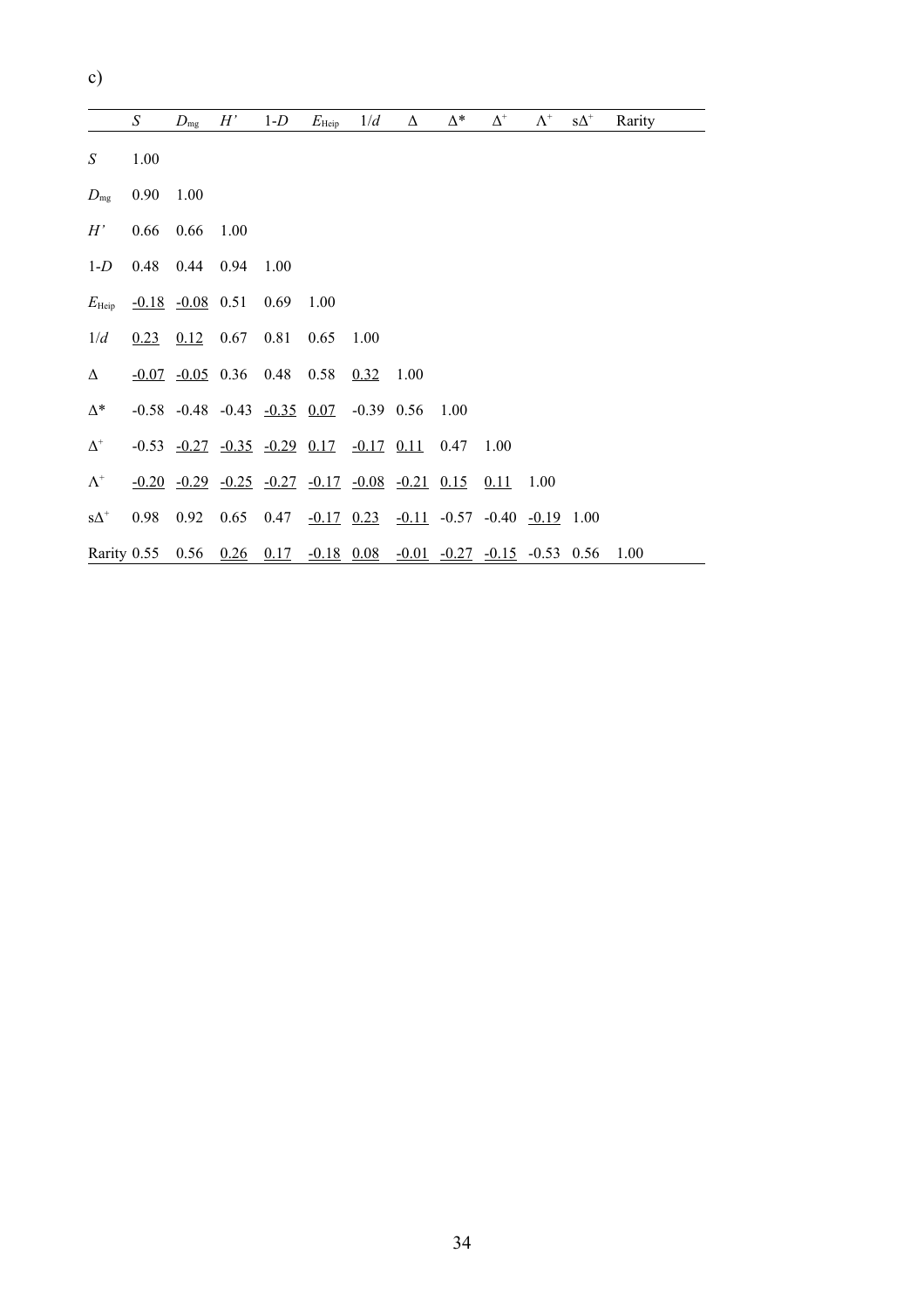c)

| | $S$ | $D_{mg}$ | $H'$ | 1-$D$ | $E_{Heip}$ | 1/$d$ | Δ | Δ* | $\Delta^{+}$ | $\Lambda^{+}$ | s$\Delta^{+}$ | Rarity |
|---|---|---|---|---|---|---|---|---|---|---|---|---|
| $S$ | 1.00 | | | | | | | | | | | |
| $D_{mg}$ | 0.90 | 1.00 | | | | | | | | | | |
| $H'$ | 0.66 | 0.66 | 1.00 | | | | | | | | | |
| 1-$D$ | 0.48 | 0.44 | 0.94 | 1.00 | | | | | | | | |
| $E_{Heip}$ | -0.18 | -0.08 | 0.51 | 0.69 | 1.00 | | | | | | | |
| 1/$d$ | 0.23 | 0.12 | 0.67 | 0.81 | 0.65 | 1.00 | | | | | | |
| Δ | -0.07 | -0.05 | 0.36 | 0.48 | 0.58 | 0.32 | 1.00 | | | | | |
| Δ* | -0.58 | -0.48 | -0.43 | -0.35 | 0.07 | -0.39 | 0.56 | 1.00 | | | | |
| $\Delta^{+}$ | -0.53 | -0.27 | -0.35 | -0.29 | 0.17 | -0.17 | 0.11 | 0.47 | 1.00 | | | |
| $\Lambda^{+}$ | -0.20 | -0.29 | -0.25 | -0.27 | -0.17 | -0.08 | -0.21 | 0.15 | 0.11 | 1.00 | | |
| s$\Delta^{+}$ | 0.98 | 0.92 | 0.65 | 0.47 | -0.17 | 0.23 | -0.11 | -0.57 | -0.40 | -0.19 | 1.00 | |
| Rarity | 0.55 | 0.56 | 0.26 | 0.17 | -0.18 | 0.08 | -0.01 | -0.27 | -0.15 | -0.53 | 0.56 | 1.00 |